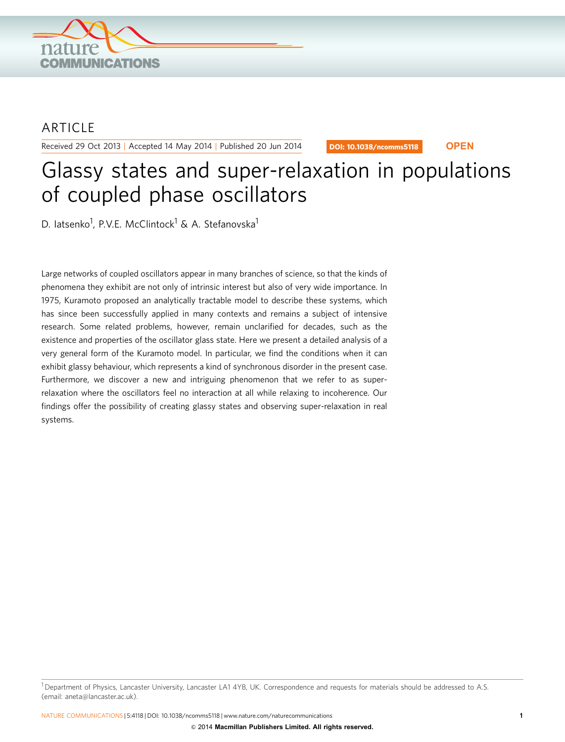ARTICLE

Received 29 Oct 2013 | Accepted 14 May 2014 | Published 20 Jun 2014

DOI: 10.1038/ncomms5118

OPEN

# Glassy states and super-relaxation in populations of coupled phase oscillators

D. Iatsenko[1], P.V.E. McClintock[1] & A. Stefanovska[1]

Large networks of coupled oscillators appear in many branches of science, so that the kinds of phenomena they exhibit are not only of intrinsic interest but also of very wide importance. In 1975, Kuramoto proposed an analytically tractable model to describe these systems, which has since been successfully applied in many contexts and remains a subject of intensive research. Some related problems, however, remain unclarified for decades, such as the existence and properties of the oscillator glass state. Here we present a detailed analysis of a very general form of the Kuramoto model. In particular, we find the conditions when it can exhibit glassy behaviour, which represents a kind of synchronous disorder in the present case. Furthermore, we discover a new and intriguing phenomenon that we refer to as super-relaxation where the oscillators feel no interaction at all while relaxing to incoherence. Our findings offer the possibility of creating glassy states and observing super-relaxation in real systems.

[1] Department of Physics, Lancaster University, Lancaster LA1 4YB, UK. Correspondence and requests for materials should be addressed to A.S. (email: aneta@lancaster.ac.uk).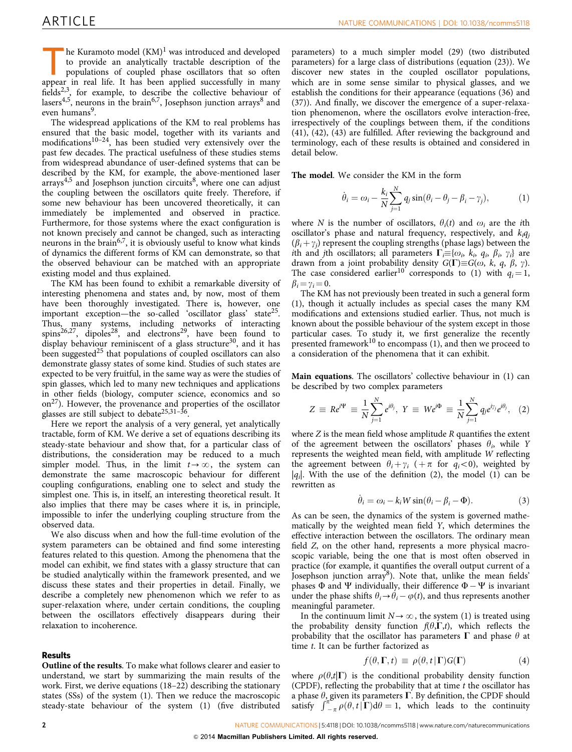The Kuramoto model (KM)[1] was introduced and developed to provide an analytically tractable description of the populations of coupled phase oscillators that so often appear in real life. It has been applied successfully in many fields[2,3], for example, to describe the collective behaviour of lasers[4,5], neurons in the brain[6,7], Josephson junction arrays[8] and even humans[9].

The widespread applications of the KM to real problems has ensured that the basic model, together with its variants and modifications[10–24], has been studied very extensively over the past few decades. The practical usefulness of these studies stems from widespread abundance of user-defined systems that can be described by the KM, for example, the above-mentioned laser arrays[4,5] and Josephson junction circuits[8], where one can adjust the coupling between the oscillators quite freely. Therefore, if some new behaviour has been uncovered theoretically, it can immediately be implemented and observed in practice. Furthermore, for those systems where the exact configuration is not known precisely and cannot be changed, such as interacting neurons in the brain[6,7], it is obviously useful to know what kinds of dynamics the different forms of KM can demonstrate, so that the observed behaviour can be matched with an appropriate existing model and thus explained.

The KM has been found to exhibit a remarkable diversity of interesting phenomena and states and, by now, most of them have been thoroughly investigated. There is, however, one important exception—the so-called 'oscillator glass' state[25]. Thus, many systems, including networks of interacting spins[26,27], dipoles[28], and electrons[29], have been found to display behaviour reminiscent of a glass structure[30], and it has been suggested[25] that populations of coupled oscillators can also demonstrate glassy states of some kind. Studies of such states are expected to be very fruitful, in the same way as were the studies of spin glasses, which led to many new techniques and applications in other fields (biology, computer science, economics and so on[27]). However, the provenance and properties of the oscillator glasses are still subject to debate[25,31–36].

Here we report the analysis of a very general, yet analytically tractable, form of KM. We derive a set of equations describing its steady-state behaviour and show that, for a particular class of distributions, the consideration may be reduced to a much simpler model. Thus, in the limit $t\to\infty$, the system can demonstrate the same macroscopic behaviour for different coupling configurations, enabling one to select and study the simplest one. This is, in itself, an interesting theoretical result. It also implies that there may be cases where it is, in principle, impossible to infer the underlying coupling structure from the observed data.

We also discuss when and how the full-time evolution of the system parameters can be obtained and find some interesting features related to this question. Among the phenomena that the model can exhibit, we find states with a glassy structure that can be studied analytically within the framework presented, and we discuss these states and their properties in detail. Finally, we describe a completely new phenomenon which we refer to as super-relaxation where, under certain conditions, the coupling between the oscillators effectively disappears during their relaxation to incoherence.

## Results

**Outline of the results**. To make what follows clearer and easier to understand, we start by summarizing the main results of the work. First, we derive equations (18–22) describing the stationary states (SSs) of the system (1). Then we reduce the macroscopic steady-state behaviour of the system (1) (five distributed parameters) to a much simpler model (29) (two distributed parameters) for a large class of distributions (equation (23)). We discover new states in the coupled oscillator populations, which are in some sense similar to physical glasses, and we establish the conditions for their appearance (equations (36) and (37)). And finally, we discover the emergence of a super-relaxation phenomenon, where the oscillators evolve interaction-free, irrespectively of the couplings between them, if the conditions (41), (42), (43) are fulfilled. After reviewing the background and terminology, each of these results is obtained and considered in detail below.

**The model**. We consider the KM in the form

$$\dot{\theta}_i = \omega_i - \frac{k_i}{N}\sum_{j=1}^{N} q_j \sin(\theta_i - \theta_j - \beta_i - \gamma_j), \qquad (1)$$

where $N$ is the number of oscillators, $\theta_i(t)$ and $\omega_i$ are the $i$th oscillator's phase and natural frequency, respectively, and $k_i q_j$ ($\beta_i + \gamma_j$) represent the coupling strengths (phase lags) between the $i$th and $j$th oscillators; all parameters $\mathbf{\Gamma}_i \equiv \{\omega_i,\ k_i,\ q_i,\ \beta_i,\ \gamma_i\}$ are drawn from a joint probability density $G(\mathbf{\Gamma}) \equiv G(\omega, k, q, \beta, \gamma)$. The case considered earlier[10] corresponds to (1) with $q_i = 1$, $\beta_i = \gamma_i = 0$.

The KM has not previously been treated in such a general form (1), though it actually includes as special cases the many KM modifications and extensions studied earlier. Thus, not much is known about the possible behaviour of the system except in those particular cases. To study it, we first generalize the recently presented framework[10] to encompass (1), and then we proceed to a consideration of the phenomena that it can exhibit.

**Main equations**. The oscillators' collective behaviour in (1) can be described by two complex parameters

$$Z \equiv Re^{i\Psi} \equiv \frac{1}{N}\sum_{j=1}^{N} e^{i\theta_j},\ \ Y \equiv We^{i\Phi} \equiv \frac{1}{N}\sum_{j=1}^{N} q_j e^{i\gamma_j} e^{i\theta_j}, \quad (2)$$

where $Z$ is the mean field whose amplitude $R$ quantifies the extent of the agreement between the oscillators' phases $\theta_i$, while $Y$ represents the weighted mean field, with amplitude $W$ reflecting the agreement between $\theta_i + \gamma_i$ ($+\pi$ for $q_i < 0$), weighted by $|q_i|$. With the use of the definition (2), the model (1) can be rewritten as

$$\dot{\theta}_i = \omega_i - k_i W \sin(\theta_i - \beta_i - \Phi). \qquad (3)$$

As can be seen, the dynamics of the system is governed mathematically by the weighted mean field $Y$, which determines the effective interaction between the oscillators. The ordinary mean field $Z$, on the other hand, represents a more physical macroscopic variable, being the one that is most often observed in practice (for example, it quantifies the overall output current of a Josephson junction array[8]). Note that, unlike the mean fields' phases $\Phi$ and $\Psi$ individually, their difference $\Phi - \Psi$ is invariant under the phase shifts $\theta_i \to \theta_i - \varphi(t)$, and thus represents another meaningful parameter.

In the continuum limit $N\to\infty$, the system (1) is treated using the probability density function $f(\theta, \mathbf{\Gamma}, t)$, which reflects the probability that the oscillator has parameters $\mathbf{\Gamma}$ and phase $\theta$ at time $t$. It can be further factorized as

$$f(\theta, \mathbf{\Gamma}, t) \equiv \rho(\theta, t\,|\,\mathbf{\Gamma})G(\mathbf{\Gamma}) \qquad (4)$$

where $\rho(\theta, t|\mathbf{\Gamma})$ is the conditional probability density function (CPDF), reflecting the probability that at time $t$ the oscillator has a phase $\theta$, given its parameters $\mathbf{\Gamma}$. By definition, the CPDF should satisfy $\int_{-\pi}^{\pi}\rho(\theta, t\,|\,\mathbf{\Gamma})\mathrm{d}\theta = 1$, which leads to the continuity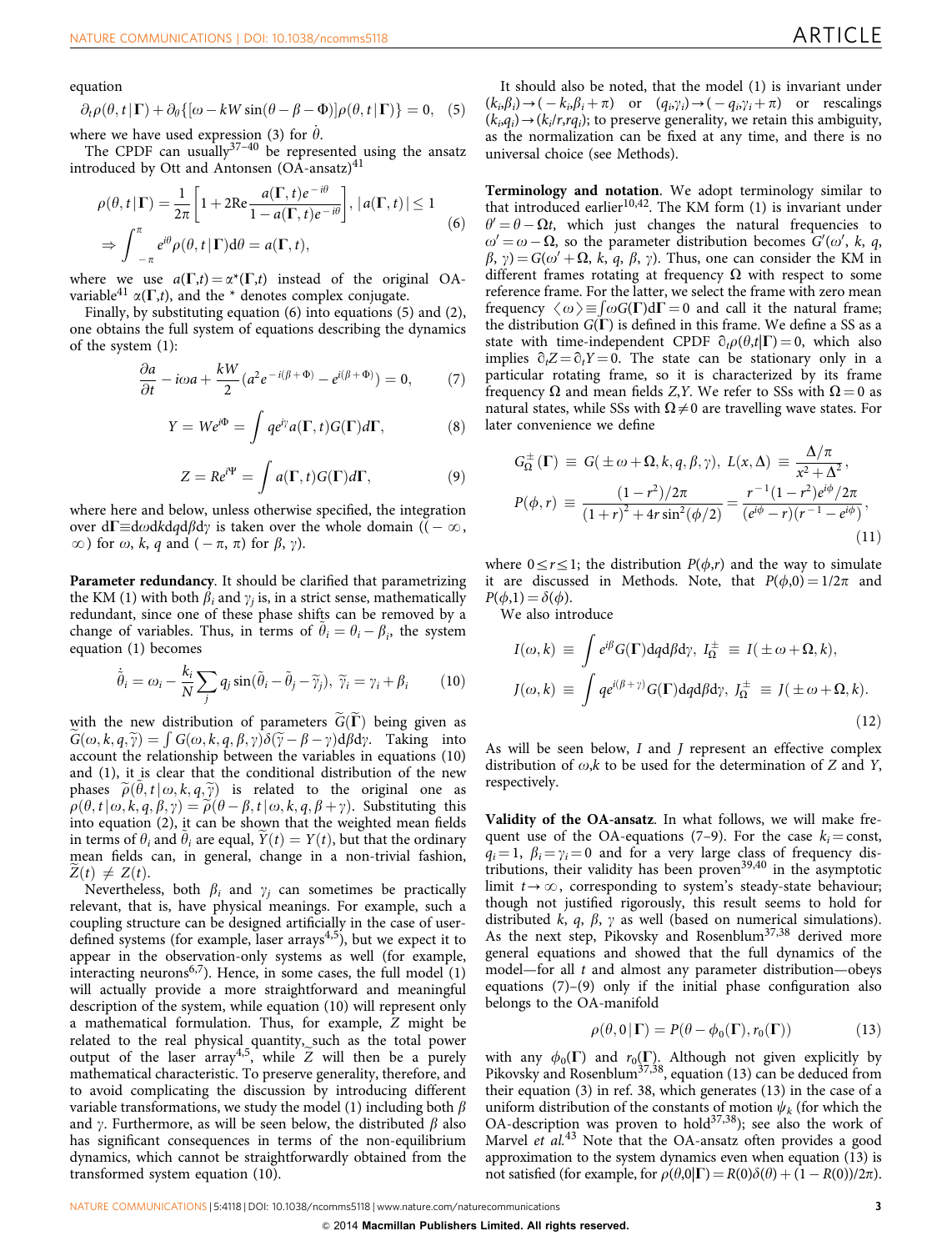equation

$$\partial_t \rho(\theta, t\,|\,\Gamma) + \partial_\theta\{[\omega - kW\sin(\theta - \beta - \Phi)]\rho(\theta, t\,|\,\Gamma)\} = 0, \quad (5)$$

where we have used expression (3) for $\dot{\theta}$.

The CPDF can usually[37–40] be represented using the ansatz introduced by Ott and Antonsen (OA-ansatz)[41]

$$\rho(\theta, t\,|\,\Gamma) = \frac{1}{2\pi}\left[1 + 2\mathrm{Re}\frac{a(\Gamma, t)e^{-i\theta}}{1 - a(\Gamma, t)e^{-i\theta}}\right], \; |a(\Gamma, t)| \le 1$$
$$\Rightarrow \int_{-\pi}^{\pi} e^{i\theta}\rho(\theta, t\,|\,\Gamma)\mathrm{d}\theta = a(\Gamma, t), \quad (6)$$

where we use $a(\Gamma, t) = \alpha^*(\Gamma, t)$ instead of the original OA-variable[41] $\alpha(\Gamma, t)$, and the * denotes complex conjugate.

Finally, by substituting equation (6) into equations (5) and (2), one obtains the full system of equations describing the dynamics of the system (1):

$$\frac{\partial a}{\partial t} - i\omega a + \frac{kW}{2}\left(a^2 e^{-i(\beta+\Phi)} - e^{i(\beta+\Phi)}\right) = 0, \quad (7)$$

$$Y = We^{i\Phi} = \int q e^{i\gamma} a(\Gamma, t) G(\Gamma) d\Gamma, \quad (8)$$

$$Z = Re^{i\Psi} = \int a(\Gamma, t) G(\Gamma) d\Gamma, \quad (9)$$

where here and below, unless otherwise specified, the integration over $\mathrm{d}\Gamma \equiv \mathrm{d}\omega\mathrm{d}k\mathrm{d}q\mathrm{d}\beta\mathrm{d}\gamma$ is taken over the whole domain ($(-\infty, \infty)$) for $\omega$, $k$, $q$ and $(-\pi, \pi)$ for $\beta$, $\gamma$).

**Parameter redundancy**. It should be clarified that parametrizing the KM (1) with both $\beta_i$ and $\gamma_j$ is, in a strict sense, mathematically redundant, since one of these phase shifts can be removed by a change of variables. Thus, in terms of $\tilde{\theta}_i = \theta_i - \beta_i$, the system equation (1) becomes

$$\dot{\tilde{\theta}}_i = \omega_i - \frac{k_i}{N}\sum_j q_j \sin(\tilde{\theta}_i - \tilde{\theta}_j - \tilde{\gamma}_j), \; \tilde{\gamma}_i = \gamma_i + \beta_i \quad (10)$$

with the new distribution of parameters $\tilde{G}(\tilde{\Gamma})$ being given as $\tilde{G}(\omega, k, q, \tilde{\gamma}) = \int G(\omega, k, q, \beta, \gamma)\delta(\tilde{\gamma} - \beta - \gamma)\mathrm{d}\beta\mathrm{d}\gamma$. Taking into account the relationship between the variables in equations (10) and (1), it is clear that the conditional distribution of the new phases $\tilde{\rho}(\tilde{\theta}, t\,|\,\omega, k, q, \tilde{\gamma})$ is related to the original one as $\rho(\theta, t\,|\,\omega, k, q, \beta, \gamma) = \tilde{\rho}(\theta - \beta, t\,|\,\omega, k, q, \beta + \gamma)$. Substituting this into equation (2), it can be shown that the weighted mean fields in terms of $\theta_i$ and $\tilde{\theta}_i$ are equal, $\tilde{Y}(t) = Y(t)$, but that the ordinary mean fields can, in general, change in a non-trivial fashion, $\tilde{Z}(t) \neq Z(t)$.

Nevertheless, both $\beta_i$ and $\gamma_j$ can sometimes be practically relevant, that is, have physical meanings. For example, such a coupling structure can be designed artificially in the case of user-defined systems (for example, laser arrays[4,5]), but we expect it to appear in the observation-only systems as well (for example, interacting neurons[6,7]). Hence, in some cases, the full model (1) will actually provide a more straightforward and meaningful description of the system, while equation (10) will represent only a mathematical formulation. Thus, for example, $Z$ might be related to the real physical quantity, such as the total power output of the laser array[4,5], while $\tilde{Z}$ will then be a purely mathematical characteristic. To preserve generality, therefore, and to avoid complicating the discussion by introducing different variable transformations, we study the model (1) including both $\beta$ and $\gamma$. Furthermore, as will be seen below, the distributed $\beta$ also has significant consequences in terms of the non-equilibrium dynamics, which cannot be straightforwardly obtained from the transformed system equation (10).

It should also be noted, that the model (1) is invariant under $(k_i, \beta_i) \to (-k_i, \beta_i + \pi)$ or $(q_i, \gamma_i) \to (-q_i, \gamma_i + \pi)$ or rescalings $(k_i, q_i) \to (k_i/r, rq_i)$; to preserve generality, we retain this ambiguity, as the normalization can be fixed at any time, and there is no universal choice (see Methods).

**Terminology and notation**. We adopt terminology similar to that introduced earlier[10,42]. The KM form (1) is invariant under $\theta' = \theta - \Omega t$, which just changes the natural frequencies to $\omega' = \omega - \Omega$, so the parameter distribution becomes $G'(\omega', k, q, \beta, \gamma) = G(\omega' + \Omega, k, q, \beta, \gamma)$. Thus, one can consider the KM in different frames rotating at frequency $\Omega$ with respect to some reference frame. For the latter, we select the frame with zero mean frequency $\langle\omega\rangle \equiv \int \omega G(\Gamma)\mathrm{d}\Gamma = 0$ and call it the natural frame; the distribution $G(\Gamma)$ is defined in this frame. We define a SS as a state with time-independent CPDF $\partial_t \rho(\theta, t|\Gamma) = 0$, which also implies $\partial_t Z = \partial_t Y = 0$. The state can be stationary only in a particular rotating frame, so it is characterized by its frame frequency $\Omega$ and mean fields $Z, Y$. We refer to SSs with $\Omega = 0$ as natural states, while SSs with $\Omega \neq 0$ are travelling wave states. For later convenience we define

$$G_\Omega^\pm(\Gamma) \equiv G(\pm\omega + \Omega, k, q, \beta, \gamma), \; L(x, \Delta) \equiv \frac{\Delta/\pi}{x^2 + \Delta^2},$$
$$P(\phi, r) \equiv \frac{(1 - r^2)/2\pi}{(1 + r)^2 + 4r\sin^2(\phi/2)} = \frac{r^{-1}(1 - r^2)e^{i\phi}/2\pi}{(e^{i\phi} - r)(r^{-1} - e^{i\phi})}, \quad (11)$$

where $0 \le r \le 1$; the distribution $P(\phi, r)$ and the way to simulate it are discussed in Methods. Note, that $P(\phi, 0) = 1/2\pi$ and $P(\phi, 1) = \delta(\phi)$.

We also introduce

$$I(\omega, k) \equiv \int e^{i\beta} G(\Gamma)\mathrm{d}q\mathrm{d}\beta\mathrm{d}\gamma, \; I_\Omega^\pm \equiv I(\pm\omega + \Omega, k),$$
$$J(\omega, k) \equiv \int q e^{i(\beta+\gamma)} G(\Gamma)\mathrm{d}q\mathrm{d}\beta\mathrm{d}\gamma, \; J_\Omega^\pm \equiv J(\pm\omega + \Omega, k). \quad (12)$$

As will be seen below, $I$ and $J$ represent an effective complex distribution of $\omega, k$ to be used for the determination of $Z$ and $Y$, respectively.

**Validity of the OA-ansatz**. In what follows, we will make frequent use of the OA-equations (7–9). For the case $k_i = \mathrm{const}$, $q_i = 1$, $\beta_i = \gamma_i = 0$ and for a very large class of frequency distributions, their validity has been proven[39,40] in the asymptotic limit $t \to \infty$, corresponding to system's steady-state behaviour; though not justified rigorously, this result seems to hold for distributed $k$, $q$, $\beta$, $\gamma$ as well (based on numerical simulations). As the next step, Pikovsky and Rosenblum[37,38] derived more general equations and showed that the full dynamics of the model—for all $t$ and almost any parameter distribution—obeys equations (7)–(9) only if the initial phase configuration also belongs to the OA-manifold

$$\rho(\theta, 0\,|\,\Gamma) = P(\theta - \phi_0(\Gamma), r_0(\Gamma)) \quad (13)$$

with any $\phi_0(\Gamma)$ and $r_0(\Gamma)$. Although not given explicitly by Pikovsky and Rosenblum[37,38], equation (13) can be deduced from their equation (3) in ref. 38, which generates (13) in the case of a uniform distribution of the constants of motion $\psi_k$ (for which the OA-description was proven to hold[37,38]); see also the work of Marvel *et al.*[43] Note that the OA-ansatz often provides a good approximation to the system dynamics even when equation (13) is not satisfied (for example, for $\rho(\theta, 0|\Gamma) = R(0)\delta(\theta) + (1 - R(0))/2\pi$).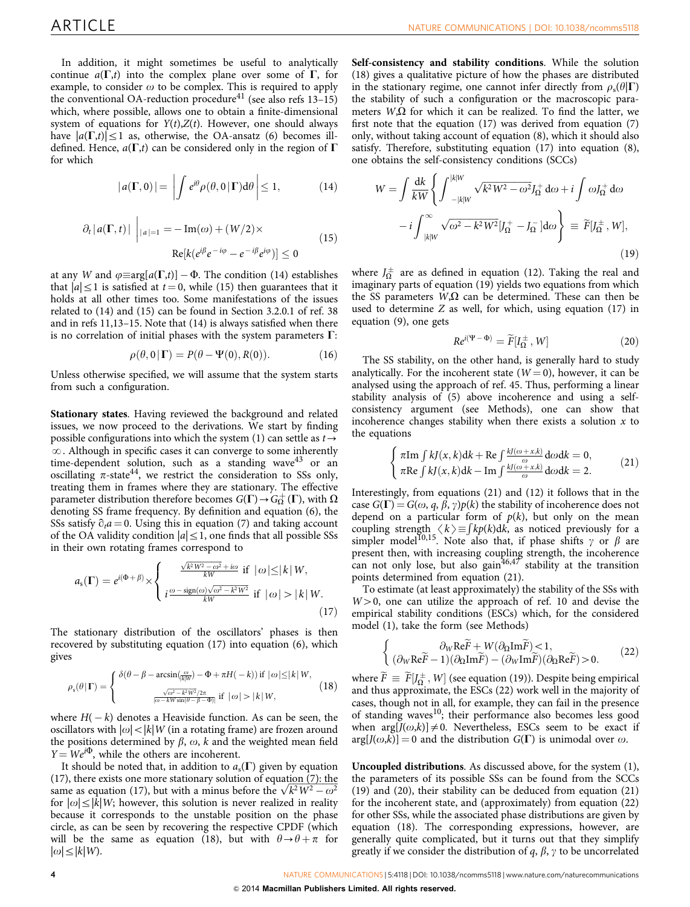In addition, it might sometimes be useful to analytically continue $a(\Gamma,t)$ into the complex plane over some of $\Gamma$, for example, to consider $\omega$ to be complex. This is required to apply the conventional OA-reduction procedure[41] (see also refs 13–15) which, where possible, allows one to obtain a finite-dimensional system of equations for $Y(t),Z(t)$. However, one should always have $|a(\Gamma,t)|\leq 1$ as, otherwise, the OA-ansatz (6) becomes ill-defined. Hence, $a(\Gamma,t)$ can be considered only in the region of $\Gamma$ for which

$$|a(\Gamma,0)| = \left|\int e^{i\theta}\rho(\theta,0|\Gamma)\mathrm{d}\theta\right| \leq 1, \tag{14}$$

$$\partial_t |a(\Gamma,t)|\ \Big|_{|a|=1} = -\mathrm{Im}(\omega) + (W/2)\times \mathrm{Re}[k(e^{i\beta}e^{-i\varphi} - e^{-i\beta}e^{i\varphi})] \leq 0 \tag{15}$$

at any $W$ and $\varphi\equiv\arg[a(\Gamma,t)]-\Phi$. The condition (14) establishes that $|a|\leq 1$ is satisfied at $t=0$, while (15) then guarantees that it holds at all other times too. Some manifestations of the issues related to (14) and (15) can be found in Section 3.2.0.1 of ref. 38 and in refs 11,13–15. Note that (14) is always satisfied when there is no correlation of initial phases with the system parameters $\Gamma$:

$$\rho(\theta,0|\Gamma) = P(\theta - \Psi(0), R(0)). \tag{16}$$

Unless otherwise specified, we will assume that the system starts from such a configuration.

**Stationary states**. Having reviewed the background and related issues, we now proceed to the derivations. We start by finding possible configurations into which the system (1) can settle as $t\to\infty$. Although in specific cases it can converge to some inherently time-dependent solution, such as a standing wave[43] or an oscillating $\pi$-state[44], we restrict the consideration to SSs only, treating them in frames where they are stationary. The effective parameter distribution therefore becomes $G(\Gamma)\to G_\Omega^+(\Gamma)$, with $\Omega$ denoting SS frame frequency. By definition and equation (6), the SSs satisfy $\partial_t a = 0$. Using this in equation (7) and taking account of the OA validity condition $|a|\leq 1$, one finds that all possible SSs in their own rotating frames correspond to

$$a_s(\Gamma) = e^{i(\Phi+\beta)}\times\begin{cases}\frac{\sqrt{k^2W^2-\omega^2}+i\omega}{kW} & \text{if } |\omega|\leq|k|W,\\ i\frac{\omega-\mathrm{sign}(\omega)\sqrt{\omega^2-k^2W^2}}{kW} & \text{if } |\omega|>|k|W.\end{cases} \tag{17}$$

The stationary distribution of the oscillators' phases is then recovered by substituting equation (17) into equation (6), which gives

$$\rho_s(\theta|\Gamma) = \begin{cases}\delta(\theta-\beta-\arcsin(\frac{\omega}{|k|W})-\Phi+\pi H(-k)) & \text{if } |\omega|\leq|k|W,\\ \frac{\sqrt{\omega^2-k^2W^2}/2\pi}{|\omega-kW\sin(\theta-\beta-\Phi)|} & \text{if } |\omega|>|k|W,\end{cases} \tag{18}$$

where $H(-k)$ denotes a Heaviside function. As can be seen, the oscillators with $|\omega|<|k|W$ (in a rotating frame) are frozen around the positions determined by $\beta$, $\omega$, $k$ and the weighted mean field $Y=We^{i\Phi}$, while the others are incoherent.

It should be noted that, in addition to $a_s(\Gamma)$ given by equation (17), there exists one more stationary solution of equation (7): the same as equation (17), but with a minus before the $\sqrt{k^2W^2-\omega^2}$ for $|\omega|\leq|k|W$; however, this solution is never realized in reality because it corresponds to the unstable position on the phase circle, as can be seen by recovering the respective CPDF (which will be the same as equation (18), but with $\theta\to\theta+\pi$ for $|\omega|\leq|k|W$).

**Self-consistency and stability conditions**. While the solution (18) gives a qualitative picture of how the phases are distributed in the stationary regime, one cannot infer directly from $\rho_s(\theta|\Gamma)$ the stability of such a configuration or the macroscopic parameters $W,\Omega$ for which it can be realized. To find the latter, we first note that the equation (17) was derived from equation (7) only, without taking account of equation (8), which it should also satisfy. Therefore, substituting equation (17) into equation (8), one obtains the self-consistency conditions (SCCs)

$$W = \int\frac{\mathrm{d}k}{kW}\left\{\int_{-|k|W}^{|k|W}\sqrt{k^2W^2-\omega^2}J_\Omega^+\,\mathrm{d}\omega + i\int\omega J_\Omega^+\,\mathrm{d}\omega - i\int_{|k|W}^{\infty}\sqrt{\omega^2-k^2W^2}[J_\Omega^+-J_\Omega^-]\mathrm{d}\omega\right\} \equiv \widetilde{F}[J_\Omega^\pm, W], \tag{19}$$

where $J_\Omega^\pm$ are as defined in equation (12). Taking the real and imaginary parts of equation (19) yields two equations from which the SS parameters $W,\Omega$ can be determined. These can then be used to determine $Z$ as well, for which, using equation (17) in equation (9), one gets

$$Re^{i(\Psi-\Phi)} = \widetilde{F}[I_\Omega^\pm, W] \tag{20}$$

The SS stability, on the other hand, is generally hard to study analytically. For the incoherent state ($W=0$), however, it can be analysed using the approach of ref. 45. Thus, performing a linear stability analysis of (5) above incoherence and using a self-consistency argument (see Methods), one can show that incoherence changes stability when there exists a solution $x$ to the equations

$$\begin{cases}\pi\mathrm{Im}\int kJ(x,k)\mathrm{d}k + \mathrm{Re}\int\frac{kJ(\omega+x,k)}{\omega}\mathrm{d}\omega\mathrm{d}k = 0,\\ \pi\mathrm{Re}\int kJ(x,k)\mathrm{d}k - \mathrm{Im}\int\frac{kJ(\omega+x,k)}{\omega}\mathrm{d}\omega\mathrm{d}k = 2.\end{cases} \tag{21}$$

Interestingly, from equations (21) and (12) it follows that in the case $G(\Gamma)=G(\omega,q,\beta,\gamma)p(k)$ the stability of incoherence does not depend on a particular form of $p(k)$, but only on the mean coupling strength $\langle k\rangle\equiv\int kp(k)\mathrm{d}k$, as noticed previously for a simpler model[10,15]. Note also that, if phase shifts $\gamma$ or $\beta$ are present then, with increasing coupling strength, the incoherence can not only lose, but also gain[46,47] stability at the transition points determined from equation (21).

To estimate (at least approximately) the stability of the SSs with $W>0$, one can utilize the approach of ref. 10 and devise the empirical stability conditions (ESCs) which, for the considered model (1), take the form (see Methods)

$$\begin{cases}\partial_W\mathrm{Re}\widetilde{F} + W(\partial_\Omega\mathrm{Im}\widetilde{F})<1,\\ (\partial_W\mathrm{Re}\widetilde{F}-1)(\partial_\Omega\mathrm{Im}\widetilde{F}) - (\partial_W\mathrm{Im}\widetilde{F})(\partial_\Omega\mathrm{Re}\widetilde{F})>0.\end{cases} \tag{22}$$

where $\widetilde{F}\equiv\widetilde{F}[J_\Omega^\pm, W]$ (see equation (19)). Despite being empirical and thus approximate, the ESCs (22) work well in the majority of cases, though not in all, for example, they can fail in the presence of standing waves[10]; their performance also becomes less good when $\arg[J(\omega,k)]\neq 0$. Nevertheless, ESCs seem to be exact if $\arg[J(\omega,k)]=0$ and the distribution $G(\Gamma)$ is unimodal over $\omega$.

**Uncoupled distributions**. As discussed above, for the system (1), the parameters of its possible SSs can be found from the SCCs (19) and (20), their stability can be deduced from equation (21) for the incoherent state, and (approximately) from equation (22) for other SSs, while the associated phase distributions are given by equation (18). The corresponding expressions, however, are generally quite complicated, but it turns out that they simplify greatly if we consider the distribution of $q$, $\beta$, $\gamma$ to be uncorrelated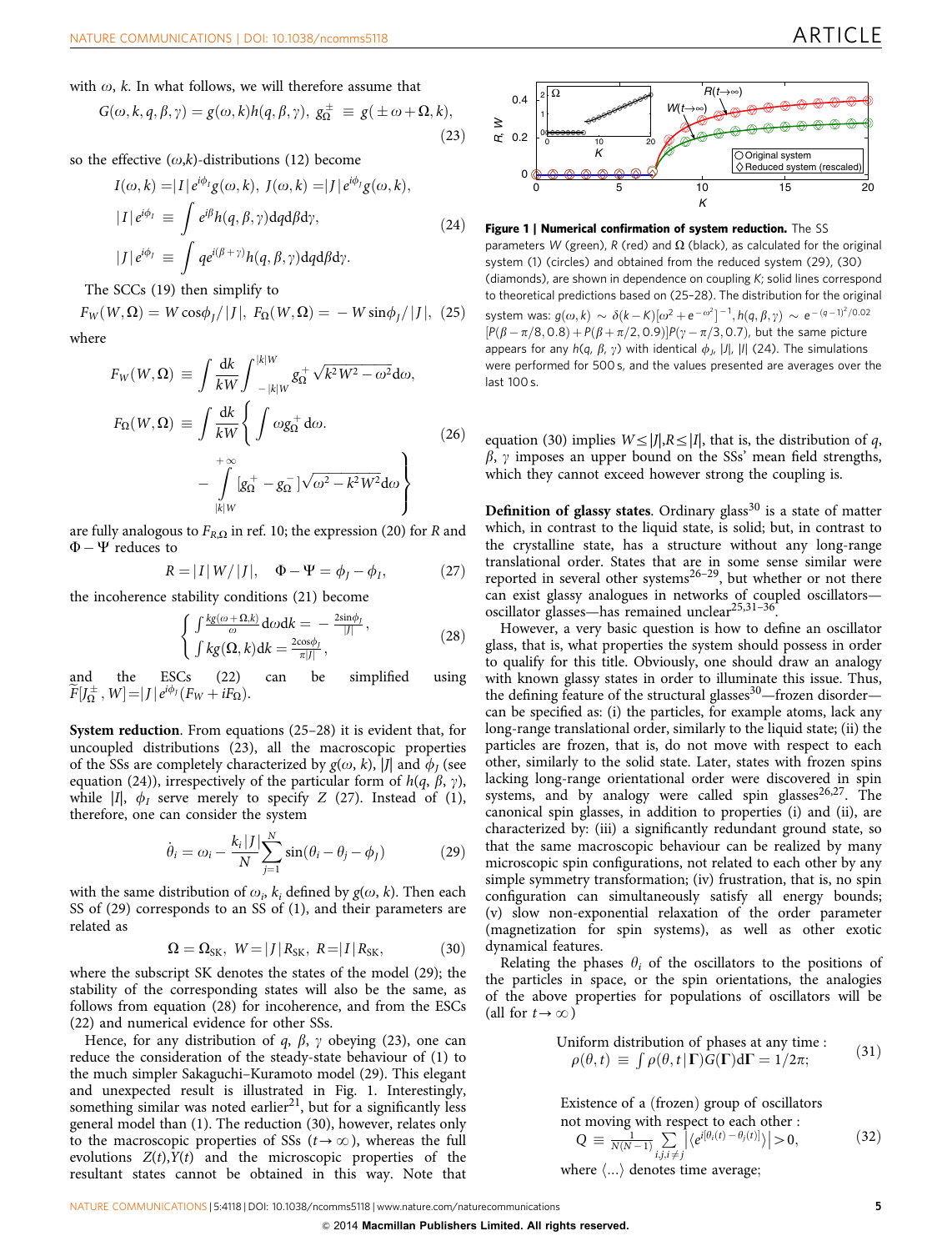with $\omega$, $k$. In what follows, we will therefore assume that

$$G(\omega,k,q,\beta,\gamma)=g(\omega,k)h(q,\beta,\gamma),\ g_{\Omega}^{\pm}\equiv g(\pm\omega+\Omega,k), \tag{23}$$

so the effective $(\omega,k)$-distributions (12) become

$$\begin{aligned}
I(\omega,k)&=|I|e^{i\phi_I}g(\omega,k),\ J(\omega,k)=|J|e^{i\phi_J}g(\omega,k),\\
|I|e^{i\phi_I}&\equiv\int e^{i\beta}h(q,\beta,\gamma)\mathrm{d}q\mathrm{d}\beta\mathrm{d}\gamma,\\
|J|e^{i\phi_J}&\equiv\int qe^{i(\beta+\gamma)}h(q,\beta,\gamma)\mathrm{d}q\mathrm{d}\beta\mathrm{d}\gamma.
\end{aligned} \tag{24}$$

The SCCs (19) then simplify to

$$F_W(W,\Omega)=W\cos\phi_J/|J|,\ F_\Omega(W,\Omega)=-W\sin\phi_J/|J|, \tag{25}$$

where

$$\begin{aligned}
F_W(W,\Omega)&\equiv\int\frac{\mathrm{d}k}{kW}\int_{-|k|W}^{|k|W}g_{\Omega}^{+}\sqrt{k^2W^2-\omega^2}\mathrm{d}\omega,\\
F_\Omega(W,\Omega)&\equiv\int\frac{\mathrm{d}k}{kW}\Bigg\{\int\omega g_{\Omega}^{+}\mathrm{d}\omega\\
&\quad-\int_{|k|W}^{+\infty}[g_{\Omega}^{+}-g_{\Omega}^{-}]\sqrt{\omega^2-k^2W^2}\mathrm{d}\omega\Bigg\}
\end{aligned} \tag{26}$$

are fully analogous to $F_{R,\Omega}$ in ref. 10; the expression (20) for $R$ and $\Phi-\Psi$ reduces to

$$R=|I|W/|J|,\quad \Phi-\Psi=\phi_J-\phi_I, \tag{27}$$

the incoherence stability conditions (21) become

$$\begin{cases}\int\frac{kg(\omega+\Omega,k)}{\omega}\mathrm{d}\omega\mathrm{d}k=-\frac{2\sin\phi_J}{|J|},\\ \int kg(\Omega,k)\mathrm{d}k=\frac{2\cos\phi_J}{\pi|J|},\end{cases} \tag{28}$$

and the ESCs (22) can be simplified using $\tilde{F}[J_{\Omega}^{\pm},W]=|J|e^{i\phi_J}(F_W+iF_\Omega)$.

**System reduction**. From equations (25–28) it is evident that, for uncoupled distributions (23), all the macroscopic properties of the SSs are completely characterized by $g(\omega,k)$, $|J|$ and $\phi_J$ (see equation (24)), irrespective of the particular form of $h(q,\beta,\gamma)$, while $|I|$, $\phi_I$ serve merely to specify $Z$ (27). Instead of (1), therefore, one can consider the system

$$\dot{\theta}_i=\omega_i-\frac{k_i|J|}{N}\sum_{j=1}^{N}\sin(\theta_i-\theta_j-\phi_J) \tag{29}$$

with the same distribution of $\omega_i$, $k_i$ defined by $g(\omega,k)$. Then each SS of (29) corresponds to an SS of (1), and their parameters are related as

$$\Omega=\Omega_{\mathrm{SK}},\ W=|J|R_{\mathrm{SK}},\ R=|I|R_{\mathrm{SK}}, \tag{30}$$

where the subscript SK denotes the states of the model (29); the stability of the corresponding states will also be the same, as follows from equation (28) for incoherence, and from the ESCs (22) and numerical evidence for other SSs.

Hence, for any distribution of $q$, $\beta$, $\gamma$ obeying (23), one can reduce the consideration of the steady-state behaviour of (1) to the much simpler Sakaguchi–Kuramoto model (29). This elegant and unexpected result is illustrated in Fig. 1. Interestingly, something similar was noted earlier[21], but for a significantly less general model than (1). The reduction (30), however, relates only to the macroscopic properties of SSs ($t\to\infty$), whereas the full evolutions $Z(t)$,$Y(t)$ and the microscopic properties of the resultant states cannot be obtained in this way. Note that equation (30) implies $W\le|J|$,$R\le|I|$, that is, the distribution of $q$, $\beta$, $\gamma$ imposes an upper bound on the SSs' mean field strengths, which they cannot exceed however strong the coupling is.

**Figure 1 | Numerical confirmation of system reduction.** The SS parameters $W$ (green), $R$ (red) and $\Omega$ (black), as calculated for the original system (1) (circles) and obtained from the reduced system (29), (30) (diamonds), are shown in dependence on coupling $K$; solid lines correspond to theoretical predictions based on (25–28). The distribution for the original system was: $g(\omega,k)\sim\delta(k-K)[\omega^2+e^{-\omega^2}]^{-1}$, $h(q,\beta,\gamma)\sim e^{-(q-1)^2/0.02}[P(\beta-\pi/8,0.8)+P(\beta+\pi/2,0.9)]P(\gamma-\pi/3,0.7)$, but the same picture appears for any $h(q,\beta,\gamma)$ with identical $\phi_J$, $|J|$, $|I|$ (24). The simulations were performed for 500 s, and the values presented are averages over the last 100 s.

**Definition of glassy states**. Ordinary glass[30] is a state of matter which, in contrast to the liquid state, is solid; but, in contrast to the crystalline state, has a structure without any long-range translational order. States that are in some sense similar were reported in several other systems[26–29], but whether or not there can exist glassy analogues in networks of coupled oscillators—oscillator glasses—has remained unclear[25,31–36].

However, a very basic question is how to define an oscillator glass, that is, what properties the system should possess in order to qualify for this title. Obviously, one should draw an analogy with known glassy states in order to illuminate this issue. Thus, the defining feature of the structural glasses[30]—frozen disorder—can be specified as: (i) the particles, for example atoms, lack any long-range translational order, similarly to the liquid state; (ii) the particles are frozen, that is, do not move with respect to each other, similarly to the solid state. Later, states with frozen spins lacking long-range orientational order were discovered in spin systems, and by analogy were called spin glasses[26,27]. The canonical spin glasses, in addition to properties (i) and (ii), are characterized by: (iii) a significantly redundant ground state, so that the same macroscopic behaviour can be realized by many microscopic spin configurations, not related to each other by any simple symmetry transformation; (iv) frustration, that is, no spin configuration can simultaneously satisfy all energy bounds; (v) slow non-exponential relaxation of the order parameter (magnetization for spin systems), as well as other exotic dynamical features.

Relating the phases $\theta_i$ of the oscillators to the positions of the particles in space, or the spin orientations, the analogies of the above properties for populations of oscillators will be (all for $t\to\infty$)

$$\text{Uniform distribution of phases at any time}:\ \rho(\theta,t)\equiv\int\rho(\theta,t|\Gamma)G(\Gamma)\mathrm{d}\Gamma=1/2\pi; \tag{31}$$

$$\text{Existence of a (frozen) group of oscillators not moving with respect to each other}:\ Q\equiv\frac{1}{N(N-1)}\sum_{i,j,i\neq j}\left|\langle e^{i[\theta_i(t)-\theta_j(t)]}\rangle\right|>0, \tag{32}$$

where $\langle\ldots\rangle$ denotes time average;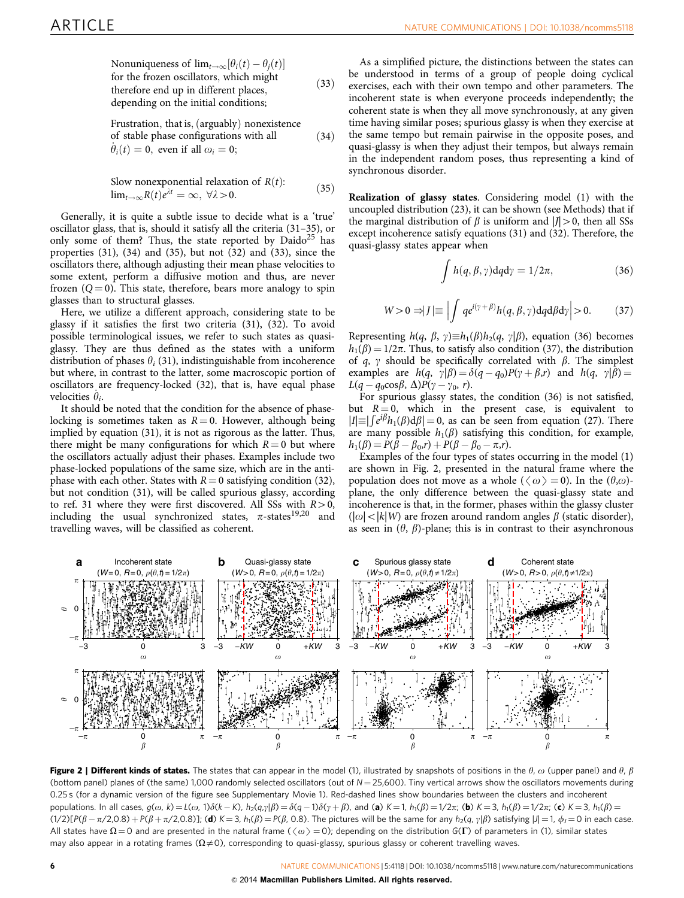Nonuniqueness of $\lim_{t\to\infty}[\theta_i(t) - \theta_j(t)]$ for the frozen oscillators, which might therefore end up in different places, depending on the initial conditions; (33)

Frustration, that is, (arguably) nonexistence of stable phase configurations with all $\dot{\theta}_i(t) = 0$, even if all $\omega_i = 0$; (34)

Slow nonexponential relaxation of $R(t)$: $\lim_{t\to\infty} R(t)e^{\lambda t} = \infty, \ \forall \lambda > 0.$ (35)

Generally, it is quite a subtle issue to decide what is a 'true' oscillator glass, that is, should it satisfy all the criteria (31–35), or only some of them? Thus, the state reported by Daido[25] has properties (31), (34) and (35), but not (32) and (33), since the oscillators there, although adjusting their mean phase velocities to some extent, perform a diffusive motion and thus, are never frozen ($Q = 0$). This state, therefore, bears more analogy to spin glasses than to structural glasses.

Here, we utilize a different approach, considering state to be glassy if it satisfies the first two criteria (31), (32). To avoid possible terminological issues, we refer to such states as quasi-glassy. They are thus defined as the states with a uniform distribution of phases $\theta_i$ (31), indistinguishable from incoherence but where, in contrast to the latter, some macroscopic portion of oscillators are frequency-locked (32), that is, have equal phase velocities $\dot{\theta}_i$.

It should be noted that the condition for the absence of phase-locking is sometimes taken as $R = 0$. However, although being implied by equation (31), it is not as rigorous as the latter. Thus, there might be many configurations for which $R = 0$ but where the oscillators actually adjust their phases. Examples include two phase-locked populations of the same size, which are in the anti-phase with each other. States with $R = 0$ satisfying condition (32), but not condition (31), will be called spurious glassy, according to ref. 31 where they were first discovered. All SSs with $R > 0$, including the usual synchronized states, $\pi$-states[19,20] and travelling waves, will be classified as coherent.

As a simplified picture, the distinctions between the states can be understood in terms of a group of people doing cyclical exercises, each with their own tempo and other parameters. The incoherent state is when everyone proceeds independently; the coherent state is when they all move synchronously, at any given time having similar poses; spurious glassy is when they exercise at the same tempo but remain pairwise in the opposite poses, and quasi-glassy is when they adjust their tempos, but always remain in the independent random poses, thus representing a kind of synchronous disorder.

**Realization of glassy states**. Considering model (1) with the uncoupled distribution (23), it can be shown (see Methods) that if the marginal distribution of $\beta$ is uniform and $|J| > 0$, then all SSs except incoherence satisfy equations (31) and (32). Therefore, the quasi-glassy states appear when

$$\int h(q, \beta, \gamma)\,dq\,d\gamma = 1/2\pi, \tag{36}$$

$$W > 0 \Rightarrow |J| \equiv \left| \int q e^{i(\gamma+\beta)} h(q, \beta, \gamma)\,dq\,d\beta\,d\gamma \right| > 0. \tag{37}$$

Representing $h(q, \beta, \gamma) \equiv h_1(\beta) h_2(q, \gamma|\beta)$, equation (36) becomes $h_1(\beta) = 1/2\pi$. Thus, to satisfy also condition (37), the distribution of $q$, $\gamma$ should be specifically correlated with $\beta$. The simplest examples are $h(q, \gamma|\beta) = \delta(q - q_0)P(\gamma + \beta, r)$ and $h(q, \gamma|\beta) = L(q - q_0\cos\beta, \Delta)P(\gamma - \gamma_0, r)$.

For spurious glassy states, the condition (36) is not satisfied, but $R = 0$, which in the present case, is equivalent to $|I| \equiv |\int e^{i\beta} h_1(\beta)\,d\beta| = 0$, as can be seen from equation (27). There are many possible $h_1(\beta)$ satisfying this condition, for example, $h_1(\beta) = P(\beta - \beta_0, r) + P(\beta - \beta_0 - \pi, r)$.

Examples of the four types of states occurring in the model (1) are shown in Fig. 2, presented in the natural frame where the population does not move as a whole ($\langle \omega \rangle = 0$). In the $(\theta, \omega)$-plane, the only difference between the quasi-glassy state and incoherence is that, in the former, phases within the glassy cluster ($|\omega| < |k|W$) are frozen around random angles $\beta$ (static disorder), as seen in $(\theta, \beta)$-plane; this is in contrast to their asynchronous

**Figure 2 | Different kinds of states.** The states that can appear in the model (1), illustrated by snapshots of positions in the $\theta$, $\omega$ (upper panel) and $\theta$, $\beta$ (bottom panel) planes of (the same) 1,000 randomly selected oscillators (out of $N = 25{,}600$). Tiny vertical arrows show the oscillators movements during 0.25 s (for a dynamic version of the figure see Supplementary Movie 1). Red-dashed lines show boundaries between the clusters and incoherent populations. In all cases, $g(\omega, k) = L(\omega, 1)\delta(k - K)$, $h_2(q, \gamma|\beta) = \delta(q - 1)\delta(\gamma + \beta)$, and (**a**) $K = 1$, $h_1(\beta) = 1/2\pi$; (**b**) $K = 3$, $h_1(\beta) = 1/2\pi$; (**c**) $K = 3$, $h_1(\beta) = (1/2)[P(\beta - \pi/2, 0.8) + P(\beta + \pi/2, 0.8)]$; (**d**) $K = 3$, $h_1(\beta) = P(\beta, 0.8)$. The pictures will be the same for any $h_2(q, \gamma|\beta)$ satisfying $|J| = 1$, $\phi_J = 0$ in each case. All states have $\Omega = 0$ and are presented in the natural frame ($\langle \omega \rangle = 0$); depending on the distribution $G(\Gamma)$ of parameters in (1), similar states may also appear in a rotating frames ($\Omega \neq 0$), corresponding to quasi-glassy, spurious glassy or coherent travelling waves.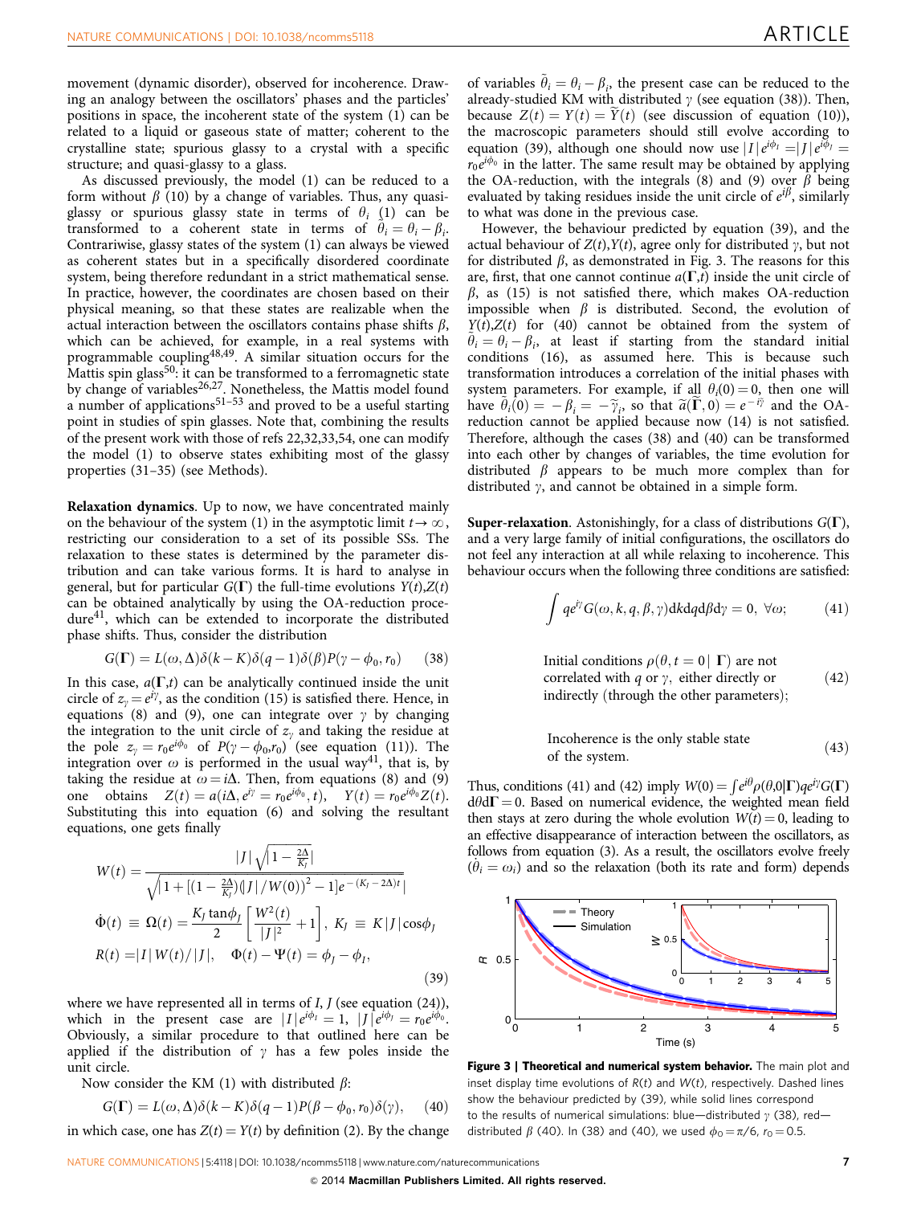movement (dynamic disorder), observed for incoherence. Drawing an analogy between the oscillators' phases and the particles' positions in space, the incoherent state of the system (1) can be related to a liquid or gaseous state of matter; coherent to the crystalline state; spurious glassy to a crystal with a specific structure; and quasi-glassy to a glass.

As discussed previously, the model (1) can be reduced to a form without $\beta$ (10) by a change of variables. Thus, any quasi-glassy or spurious glassy state in terms of $\theta_i$ (1) can be transformed to a coherent state in terms of $\tilde{\theta}_i = \theta_i - \beta_i$. Contrariwise, glassy states of the system (1) can always be viewed as coherent states but in a specifically disordered coordinate system, being therefore redundant in a strict mathematical sense. In practice, however, the coordinates are chosen based on their physical meaning, so that these states are realizable when the actual interaction between the oscillators contains phase shifts $\beta$, which can be achieved, for example, in a real systems with programmable coupling[48,49]. A similar situation occurs for the Mattis spin glass[50]: it can be transformed to a ferromagnetic state by change of variables[26,27]. Nonetheless, the Mattis model found a number of applications[51–53] and proved to be a useful starting point in studies of spin glasses. Note that, combining the results of the present work with those of refs 22,32,33,54, one can modify the model (1) to observe states exhibiting most of the glassy properties (31–35) (see Methods).

**Relaxation dynamics**. Up to now, we have concentrated mainly on the behaviour of the system (1) in the asymptotic limit $t \to \infty$, restricting our consideration to a set of its possible SSs. The relaxation to these states is determined by the parameter distribution and can take various forms. It is hard to analyse in general, but for particular $G(\mathbf{\Gamma})$ the full-time evolutions $Y(t)$,$Z(t)$ can be obtained analytically by using the OA-reduction procedure[41], which can be extended to incorporate the distributed phase shifts. Thus, consider the distribution

$$G(\mathbf{\Gamma}) = L(\omega, \Delta)\delta(k - K)\delta(q - 1)\delta(\beta)P(\gamma - \phi_0, r_0) \qquad (38)$$

In this case, $a(\mathbf{\Gamma},t)$ can be analytically continued inside the unit circle of $z_\gamma = e^{i\gamma}$, as the condition (15) is satisfied there. Hence, in equations (8) and (9), one can integrate over $\gamma$ by changing the integration to the unit circle of $z_\gamma$ and taking the residue at the pole $z_\gamma = r_0 e^{i\phi_0}$ of $P(\gamma - \phi_0, r_0)$ (see equation (11)). The integration over $\omega$ is performed in the usual way[41], that is, by taking the residue at $\omega = i\Delta$. Then, from equations (8) and (9) one obtains $Z(t) = a(i\Delta, e^{i\gamma} = r_0 e^{i\phi_0}, t)$, $Y(t) = r_0 e^{i\phi_0} Z(t)$. Substituting this into equation (6) and solving the resultant equations, one gets finally

$$
\begin{aligned}
W(t) &= \frac{|J|\sqrt{\left|1 - \frac{2\Delta}{K_J}\right|}}{\sqrt{\left|1 + \left[(1 - \frac{2\Delta}{K_J})(|J|/W(0))^2 - 1\right]e^{-(K_J - 2\Delta)t}\right|}} \\
\dot{\Phi}(t) &\equiv \Omega(t) = \frac{K_J \tan\phi_J}{2}\left[\frac{W^2(t)}{|J|^2} + 1\right], \; K_J \equiv K|J|\cos\phi_J \\
R(t) &= |I|W(t)/|J|, \quad \Phi(t) - \Psi(t) = \phi_J - \phi_I,
\end{aligned} \qquad (39)
$$

where we have represented all in terms of $I$, $J$ (see equation (24)), which in the present case are $|I|e^{i\phi_I} = 1$, $|J|e^{i\phi_J} = r_0 e^{i\phi_0}$. Obviously, a similar procedure to that outlined here can be applied if the distribution of $\gamma$ has a few poles inside the unit circle.

Now consider the KM (1) with distributed $\beta$:

$$G(\mathbf{\Gamma}) = L(\omega, \Delta)\delta(k - K)\delta(q - 1)P(\beta - \phi_0, r_0)\delta(\gamma), \qquad (40)$$

in which case, one has $Z(t) = Y(t)$ by definition (2). By the change of variables $\tilde{\theta}_i = \theta_i - \beta_i$, the present case can be reduced to the already-studied KM with distributed $\gamma$ (see equation (38)). Then, because $Z(t) = Y(t) = \tilde{Y}(t)$ (see discussion of equation (10)), the macroscopic parameters should still evolve according to equation (39), although one should now use $|I|e^{i\phi_I} = |J|e^{i\phi_J} = r_0 e^{i\phi_0}$ in the latter. The same result may be obtained by applying the OA-reduction, with the integrals (8) and (9) over $\beta$ being evaluated by taking residues inside the unit circle of $e^{i\beta}$, similarly to what was done in the previous case.

However, the behaviour predicted by equation (39), and the actual behaviour of $Z(t)$,$Y(t)$, agree only for distributed $\gamma$, but not for distributed $\beta$, as demonstrated in Fig. 3. The reasons for this are, first, that one cannot continue $a(\mathbf{\Gamma},t)$ inside the unit circle of $\beta$, as (15) is not satisfied there, which makes OA-reduction impossible when $\beta$ is distributed. Second, the evolution of $Y(t)$,$Z(t)$ for (40) cannot be obtained from the system of $\tilde{\theta}_i = \theta_i - \beta_i$, at least if starting from the standard initial conditions (16), as assumed here. This is because such transformation introduces a correlation of the initial phases with system parameters. For example, if all $\theta_i(0) = 0$, then one will have $\tilde{\theta}_i(0) = -\beta_i = -\tilde{\gamma}_i$, so that $\tilde{a}(\tilde{\mathbf{\Gamma}}, 0) = e^{-i\tilde{\gamma}}$ and the OA-reduction cannot be applied because now (14) is not satisfied. Therefore, although the cases (38) and (40) can be transformed into each other by changes of variables, the time evolution for distributed $\beta$ appears to be much more complex than for distributed $\gamma$, and cannot be obtained in a simple form.

**Super-relaxation**. Astonishingly, for a class of distributions $G(\mathbf{\Gamma})$, and a very large family of initial configurations, the oscillators do not feel any interaction at all while relaxing to incoherence. This behaviour occurs when the following three conditions are satisfied:

$$\int q e^{i\gamma} G(\omega, k, q, \beta, \gamma) \mathrm{d}k\mathrm{d}q\mathrm{d}\beta\mathrm{d}\gamma = 0, \; \forall\omega; \qquad (41)$$

Initial conditions $\rho(\theta, t = 0 \mid \mathbf{\Gamma})$ are not correlated with $q$ or $\gamma$, either directly or indirectly (through the other parameters); (42)

Incoherence is the only stable state of the system. (43)

Thus, conditions (41) and (42) imply $W(0) = \int e^{i\theta}\rho(\theta, 0|\mathbf{\Gamma}) q e^{i\gamma} G(\mathbf{\Gamma}) \mathrm{d}\theta \mathrm{d}\mathbf{\Gamma} = 0$. Based on numerical evidence, the weighted mean field then stays at zero during the whole evolution $W(t) = 0$, leading to an effective disappearance of interaction between the oscillators, as follows from equation (3). As a result, the oscillators evolve freely ($\dot{\theta}_i = \omega_i$) and so the relaxation (both its rate and form) depends

**Figure 3 | Theoretical and numerical system behavior.** The main plot and inset display time evolutions of $R(t)$ and $W(t)$, respectively. Dashed lines show the behaviour predicted by (39), while solid lines correspond to the results of numerical simulations: blue—distributed $\gamma$ (38), red—distributed $\beta$ (40). In (38) and (40), we used $\phi_0 = \pi/6$, $r_0 = 0.5$.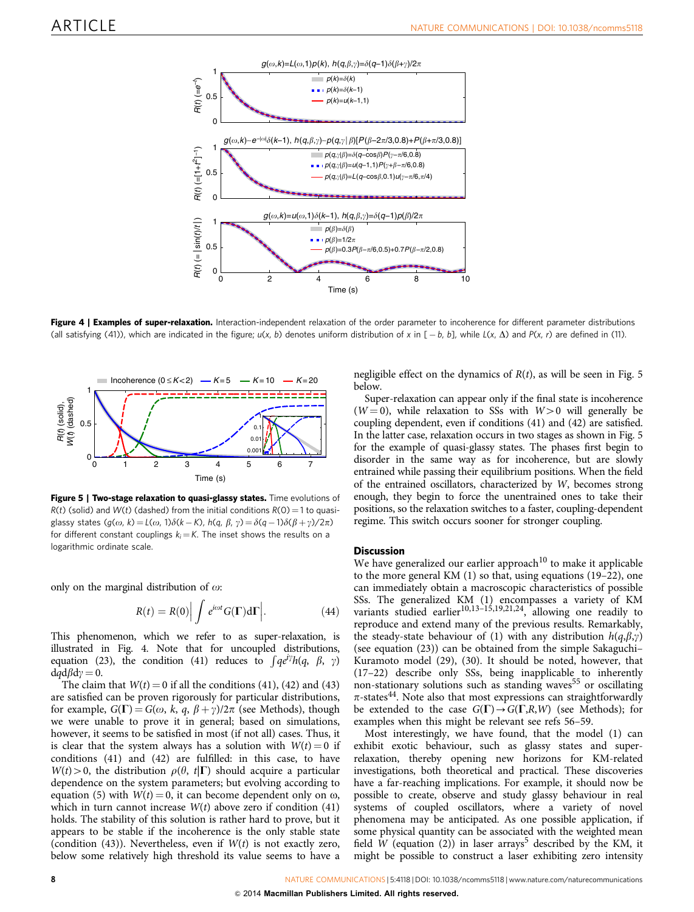**Figure 4 | Examples of super-relaxation.** Interaction-independent relaxation of the order parameter to incoherence for different parameter distributions (all satisfying (41)), which are indicated in the figure; $u(x, b)$ denotes uniform distribution of $x$ in $[-b, b]$, while $L(x, \Delta)$ and $P(x, r)$ are defined in (11).

**Figure 5 | Two-stage relaxation to quasi-glassy states.** Time evolutions of $R(t)$ (solid) and $W(t)$ (dashed) from the initial conditions $R(0)=1$ to quasi-glassy states ($g(\omega, k)=L(\omega, 1)\delta(k-K)$, $h(q, \beta, \gamma)=\delta(q-1)\delta(\beta+\gamma)/2\pi$) for different constant couplings $k_i=K$. The inset shows the results on a logarithmic ordinate scale.

only on the marginal distribution of $\omega$:

$$R(t) = R(0)\left|\int e^{i\omega t}G(\Gamma)\mathrm{d}\Gamma\right|. \quad (44)$$

This phenomenon, which we refer to as super-relaxation, is illustrated in Fig. 4. Note that for uncoupled distributions, equation (23), the condition (41) reduces to $\int qe^{i\gamma}h(q, \beta, \gamma)\mathrm{d}q\mathrm{d}\beta\mathrm{d}\gamma = 0$.

The claim that $W(t)=0$ if all the conditions (41), (42) and (43) are satisfied can be proven rigorously for particular distributions, for example, $G(\Gamma)=G(\omega, k, q, \beta+\gamma)/2\pi$ (see Methods), though we were unable to prove it in general; based on simulations, however, it seems to be satisfied in most (if not all) cases. Thus, it is clear that the system always has a solution with $W(t)=0$ if conditions (41) and (42) are fulfilled: in this case, to have $W(t)>0$, the distribution $\rho(\theta, t|\Gamma)$ should acquire a particular dependence on the system parameters; but evolving according to equation (5) with $W(t)=0$, it can become dependent only on $\omega$, which in turn cannot increase $W(t)$ above zero if condition (41) holds. The stability of this solution is rather hard to prove, but it appears to be stable if the incoherence is the only stable state (condition (43)). Nevertheless, even if $W(t)$ is not exactly zero, below some relatively high threshold its value seems to have a negligible effect on the dynamics of $R(t)$, as will be seen in Fig. 5 below.

Super-relaxation can appear only if the final state is incoherence ($W=0$), while relaxation to SSs with $W>0$ will generally be coupling dependent, even if conditions (41) and (42) are satisfied. In the latter case, relaxation occurs in two stages as shown in Fig. 5 for the example of quasi-glassy states. The phases first begin to disorder in the same way as for incoherence, but are slowly entrained while passing their equilibrium positions. When the field of the entrained oscillators, characterized by $W$, becomes strong enough, they begin to force the unentrained ones to take their positions, so the relaxation switches to a faster, coupling-dependent regime. This switch occurs sooner for stronger coupling.

## Discussion

We have generalized our earlier approach[10] to make it applicable to the more general KM (1) so that, using equations (19–22), one can immediately obtain a macroscopic characteristics of possible SSs. The generalized KM (1) encompasses a variety of KM variants studied earlier[10,13–15,19,21,24], allowing one readily to reproduce and extend many of the previous results. Remarkably, the steady-state behaviour of (1) with any distribution $h(q,\beta,\gamma)$ (see equation (23)) can be obtained from the simple Sakaguchi–Kuramoto model (29), (30). It should be noted, however, that (17–22) describe only SSs, being inapplicable to inherently non-stationary solutions such as standing waves[55] or oscillating $\pi$-states[44]. Note also that most expressions can straightforwardly be extended to the case $G(\Gamma)\rightarrow G(\Gamma,R,W)$ (see Methods); for examples when this might be relevant see refs 56–59.

Most interestingly, we have found, that the model (1) can exhibit exotic behaviour, such as glassy states and super-relaxation, thereby opening new horizons for KM-related investigations, both theoretical and practical. These discoveries have a far-reaching implications. For example, it should now be possible to create, observe and study glassy behaviour in real systems of coupled oscillators, where a variety of novel phenomena may be anticipated. As one possible application, if some physical quantity can be associated with the weighted mean field $W$ (equation (2)) in laser arrays[5] described by the KM, it might be possible to construct a laser exhibiting zero intensity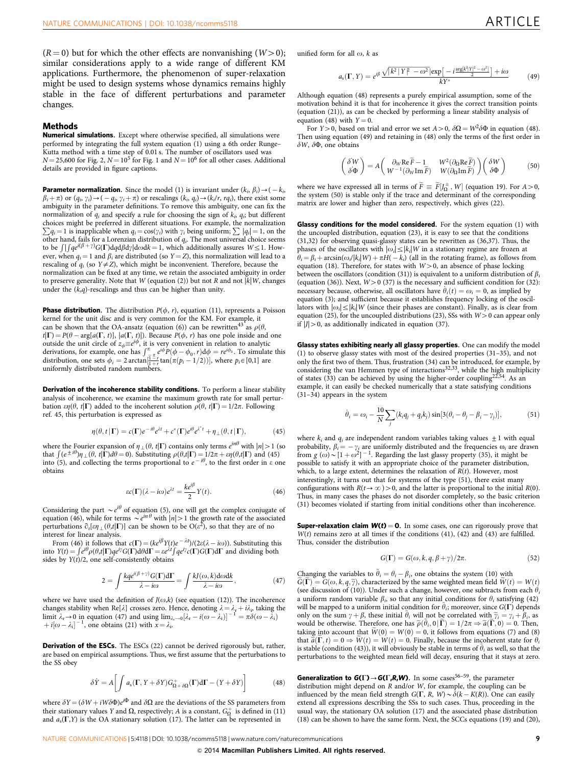$(R=0)$ but for which the other effects are nonvanishing $(W>0)$; similar considerations apply to a wide range of different KM applications. Furthermore, the phenomenon of super-relaxation might be used to design systems whose dynamics remains highly stable in the face of different perturbations and parameter changes.

## Methods

**Numerical simulations.** Except where otherwise specified, all simulations were performed by integrating the full system equation (1) using a 6th order Runge–Kutta method with a time step of 0.01 s. The number of oscillators used was $N=25{,}600$ for Fig. 2, $N=10^5$ for Fig. 1 and $N=10^6$ for all other cases. Additional details are provided in figure captions.

**Parameter normalization.** Since the model (1) is invariant under $(k_i,\beta_i)\to(-k_i,\beta_i+\pi)$ or $(q_i,\gamma_i)\to(-q_i,\gamma_i+\pi)$ or rescalings $(k_i,q_i)\to(k_i/r,rq_i)$, there exist some ambiguity in the parameter definitions. To remove this ambiguity, one can fix the normalization of $q_i$ and specify a rule for choosing the sign of $k_i$, $q_i$; but different choices might be preferred in different situations. For example, the normalization $\sum q_i=1$ is inapplicable when $q_i=\cos(\gamma_i)$ with $\gamma_i$ being uniform; $\sum|q_i|=1$, on the other hand, fails for a Lorenzian distribution of $q_i$. The most universal choice seems to be $\int|\int qe^{i(\beta+\gamma)}G(\Gamma)\mathrm{d}q\mathrm{d}\beta\mathrm{d}\gamma|\mathrm{d}\omega\mathrm{d}k=1$, which additionally assures $W\leq 1$. However, when $q_i=1$ and $\beta_i$ are distributed (so $Y=Z$), this normalization will lead to a rescaling of $q_i$ (so $Y\neq Z$), which might be inconvenient. Therefore, because the normalization can be fixed at any time, we retain the associated ambiguity in order to preserve generality. Note that $W$ (equation (2)) but not $R$ and not $|k|W$, changes under the $(k,q)$-rescalings and thus can be higher than unity.

**Phase distribution.** The distribution $P(\phi,r)$, equation (11), represents a Poisson kernel for the unit disc and is very common for the KM. For example, it can be shown that the OA-ansatz (equation (6)) can be rewritten[43] as $\rho(\theta,t|\Gamma)=P(\theta-\arg[a(\Gamma,t)],|a(\Gamma,t)|)$. Because $P(\phi,r)$ has one pole inside and one outside the unit circle of $z_\phi\equiv e^{i\phi}$, it is very convenient in relation to analytic derivations, for example, one has $\int_{-\pi}^{\pi}e^{i\phi}P(\phi-\phi_0,r)\mathrm{d}\phi=re^{i\phi_0}$. To simulate this distribution, one sets $\phi_i=2\arctan[\frac{1-r}{1+r}\tan(\pi(p_i-1/2))]$, where $p_i\in[0,1]$ are uniformly distributed random numbers.

**Derivation of the incoherence stability conditions.** To perform a linear stability analysis of incoherence, we examine the maximum growth rate for small perturbation $\varepsilon\eta(\theta,t|\Gamma)$ added to the incoherent solution $\rho(\theta,t|\Gamma)=1/2\pi$. Following ref. 45, this perturbation is expressed as

$$\eta(\theta,t\,|\,\Gamma)=c(\Gamma)e^{-i\theta}e^{\lambda t}+c^*(\Gamma)e^{i\theta}e^{\lambda^* t}+\eta_\perp(\theta,t\,|\,\Gamma),\tag{45}$$

where the Fourier expansion of $\eta_\perp(\theta,t|\Gamma)$ contains only terms $e^{in\theta}$ with $|n|>1$ (so that $\int(e^{\pm i\theta})\eta_\perp(\theta,t|\Gamma)d\theta=0$). Substituting $\rho(\theta,t|\Gamma)=1/2\pi+\varepsilon\eta(\theta,t|\Gamma)$ and (45) into (5), and collecting the terms proportional to $e^{-i\theta}$, to the first order in $\varepsilon$ one obtains

$$\varepsilon c(\Gamma)(\lambda-i\omega)e^{\lambda t}=\frac{ke^{i\beta}}{2}Y(t).\tag{46}$$

Considering the part $\sim e^{i\theta}$ of equation (5), one will get the complex conjugate of equation (46), while for terms $\sim e^{in\theta}$ with $|n|>1$ the growth rate of the associated perturbations $\partial_t[\varepsilon\eta_\perp(\theta,t|\Gamma)]$ can be shown to be $O(\varepsilon^2)$, so that they are of no interest for linear analysis.

From (46) it follows that $c(\Gamma)=(ke^{i\beta}Y(t)e^{-\lambda t})/(2\varepsilon(\lambda-i\omega))$. Substituting this into $Y(t)=\int e^{i\theta}\rho(\theta,t|\Gamma)qe^{i\gamma}G(\Gamma)\mathrm{d}\theta\mathrm{d}\Gamma=\varepsilon e^{\lambda t}\int qe^{i\gamma}c(\Gamma)G(\Gamma)\mathrm{d}\Gamma$ and dividing both sides by $Y(t)/2$, one self-consistently obtains

$$2=\int\frac{kqe^{i(\beta+\gamma)}G(\Gamma)\mathrm{d}\Gamma}{\lambda-i\omega}=\int\frac{kJ(\omega,k)\mathrm{d}\omega\mathrm{d}k}{\lambda-i\omega},\tag{47}$$

where we have used the definition of $J(\omega,k)$ (see equation (12)). The incoherence changes stability when $\mathrm{Re}[\lambda]$ crosses zero. Hence, denoting $\lambda=\lambda_r+i\lambda_i$, taking the limit $\lambda_r\to 0$ in equation (47) and using $\lim_{\lambda_r\to 0}[\lambda_r-i(\omega-\lambda_i)]^{-1}=\pi\delta(\omega-\lambda_i)+i[\omega-\lambda_i]^{-1}$, one obtains (21) with $x=\lambda_i$.

**Derivation of the ESCs.** The ESCs (22) cannot be derived rigorously but, rather, are based on empirical assumptions. Thus, we first assume that the perturbations to the SS obey

$$\delta\dot{Y}=A\left[\int a_s(\Gamma,Y+\delta Y)G^+_{\Omega+\delta\Omega}(\Gamma)\mathrm{d}\Gamma-(Y+\delta Y)\right]\tag{48}$$

where $\delta Y=(\delta W+iW\delta\Phi)e^{i\Phi}$ and $\delta\Omega$ are the deviations of the SS parameters from their stationary values $Y$ and $\Omega$, respectively; $A$ is a constant, $G^+_\Omega$ is defined in (11) and $a_s(\Gamma,Y)$ is the OA stationary solution (17). The latter can be represented in unified form for all $\omega$, $k$ as

$$a_s(\Gamma,Y)=e^{i\beta}\frac{\sqrt{|k^2\,|\,Y\,|^2-\omega^2|}\exp\left[-i\frac{\arg[k^2|Y|^2-\omega^2]}{2}\right]+i\omega}{kY^*}\tag{49}$$

Although equation (48) represents a purely empirical assumption, some of the motivation behind it is that for incoherence it gives the correct transition points (equation (21)), as can be checked by performing a linear stability analysis of equation (48) with $Y=0$.

For $Y>0$, based on trial and error we set $A>0$, $\delta\Omega=W^2\delta\Phi$ in equation (48). Then using equation (49) and retaining in (48) only the terms of the first order in $\delta W$, $\delta\Phi$, one obtains

$$\begin{pmatrix}\delta\dot{W}\\ \delta\dot{\Phi}\end{pmatrix}=A\begin{pmatrix}\partial_W\mathrm{Re}\,\widetilde{F}-1 & W^2(\partial_\Omega\mathrm{Re}\,\widetilde{F})\\ W^{-1}(\partial_W\mathrm{Im}\,\widetilde{F}) & W(\partial_\Omega\mathrm{Im}\,\widetilde{F})\end{pmatrix}\begin{pmatrix}\delta W\\ \delta\Phi\end{pmatrix}\tag{50}$$

where we have expressed all in terms of $\widetilde{F}\equiv\widetilde{F}[J^\pm_\Omega,W]$ (equation 19). For $A>0$, the system (50) is stable only if the trace and determinant of the corresponding matrix are lower and higher than zero, respectively, which gives (22).

**Glassy conditions for the model considered.** For the system equation (1) with the uncoupled distribution, equation (23), it is easy to see that the conditions (31,32) for observing quasi-glassy states can be rewritten as (36,37). Thus, the phases of the oscillators with $|\omega_i|\leq|k_i|W$ in a stationary regime are frozen at $\theta_i=\beta_i+\arcsin(\omega_i/|k_i|W)+\pi H(-k_i)$ (all in the rotating frame), as follows from equation (18). Therefore, for states with $W>0$, an absence of phase locking between the oscillators (condition (31)) is equivalent to a uniform distribution of $\beta_i$ (equation (36)). Next, $W>0$ (37) is the necessary and sufficient condition for (32): necessary because, otherwise, all oscillators have $\dot{\theta}_i(t)=\omega_i=0$, as implied by equation (3); and sufficient because it establishes frequency locking of the oscillators with $|\omega_i|\leq|k_i|W$ (since their phases are constant). Finally, as is clear from equation (25), for the uncoupled distributions (23), SSs with $W>0$ can appear only if $|J|>0$, as additionally indicated in equation (37).

**Glassy states exhibiting nearly all glassy properties.** One can modify the model (1) to observe glassy states with most of the desired properties (31–35), and not only the first two of them. Thus, frustration (34) can be introduced, for example, by considering the van Hemmen type of interactions[32,33], while the high multiplicity of states (33) can be achieved by using the higher-order coupling[22,54]. As an example, it can easily be checked numerically that a state satisfying conditions (31–34) appears in the system

$$\dot{\theta}_i=\omega_i-\frac{10}{N}\sum_j(k_iq_j+q_ik_j)\sin[3(\theta_i-\theta_j-\beta_i-\gamma_j)],\tag{51}$$

where $k_i$ and $q_i$ are independent random variables taking values $\pm 1$ with equal probability, $\beta_i=-\gamma_i$ are uniformly distributed and the frequencies $\omega_i$ are drawn from $g(\omega)\sim[1+\omega^2]^{-1}$. Regarding the last glassy property (35), it might be possible to satisfy it with an appropriate choice of the parameter distribution, which, to a large extent, determines the relaxation of $R(t)$. However, most interestingly, it turns out that for systems of the type (51), there exist many configurations with $R(t\to\infty)>0$, and the latter is proportional to the initial $R(0)$. Thus, in many cases the phases do not disorder completely, so the basic criterion (31) becomes violated if starting from initial conditions other than incoherence.

**Super-relaxation claim $W(t)=0$.** In some cases, one can rigorously prove that $W(t)$ remains zero at all times if the conditions (41), (42) and (43) are fulfilled. Thus, consider the distribution

$$G(\Gamma)=G(\omega,k,q,\beta+\gamma)/2\pi.\tag{52}$$

Changing the variables to $\tilde{\theta}_i=\theta_i-\beta_i$, one obtains the system (10) with $\widetilde{G}(\widetilde{\Gamma})=G(\omega,k,q,\widetilde{\gamma})$, characterized by the same weighted mean field $\widetilde{W}(t)=W(t)$ (see discussion of (10)). Under such a change, however, one subtracts from each $\theta_i$ a uniform random variable $\beta_i$, so that any initial conditions for $\theta_i$ satisfying (42) will be mapped to a uniform initial condition for $\tilde{\theta}_i$; moreover, since $G(\Gamma)$ depends only on the sum $\gamma+\beta$, these initial $\tilde{\theta}_i$ will not be correlated with $\widetilde{\gamma}_i=\gamma_i+\beta_i$, as would be otherwise. Therefore, one has $\widetilde{\rho}(\tilde{\theta}_i,0\,|\,\widetilde{\Gamma})=1/2\pi\Rightarrow\widetilde{a}(\widetilde{\Gamma},0)=0$. Then, taking into account that $\widetilde{W}(0)=W(0)=0$, it follows from equations (7) and (8) that $\widetilde{a}(\widetilde{\Gamma},t)=0\Rightarrow\widetilde{W}(t)=W(t)=0$. Finally, because the incoherent state for $\theta_i$ is stable (condition (43)), it will obviously be stable in terms of $\tilde{\theta}_i$ as well, so that the perturbations to the weighted mean field will decay, ensuring that it stays at zero.

**Generalization to $G(\Gamma)\to G(\Gamma,R,W)$.** In some cases[56–59], the parameter distribution might depend on $R$ and/or $W$, for example, the coupling can be influenced by the mean field strength $G(\Gamma,R,W)\sim\delta(k-K(R))$. One can easily extend all expressions describing the SSs to such cases. Thus, proceeding in the usual way, the stationary OA solution (17) and the associated phase distribution (18) can be shown to have the same form. Next, the SCCs equations (19) and (20),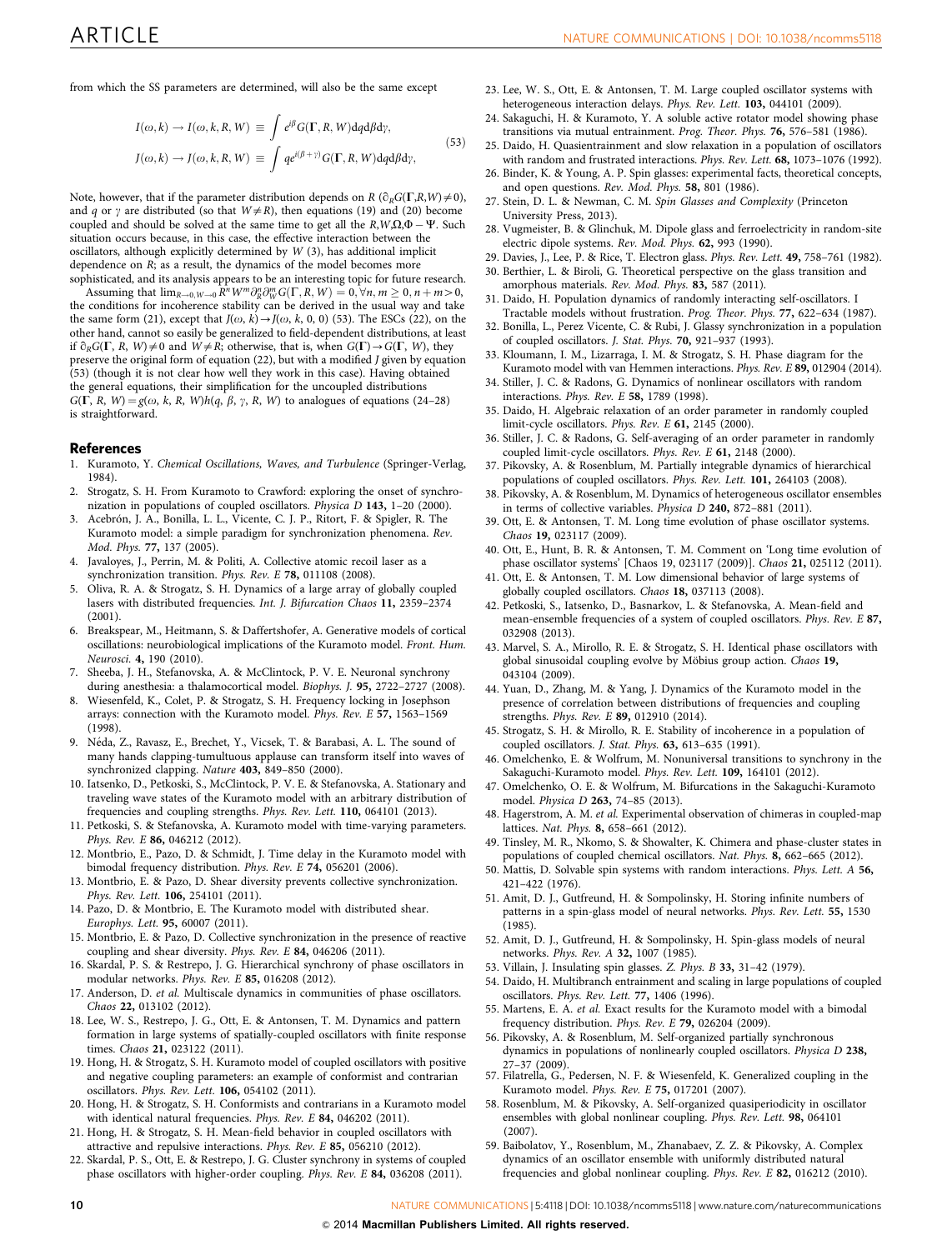from which the SS parameters are determined, will also be the same except

$$
\begin{aligned}
I(\omega,k) \to I(\omega,k,R,W) &\equiv \int e^{i\beta} G(\Gamma,R,W)\mathrm{d}q\mathrm{d}\beta\mathrm{d}\gamma, \\
J(\omega,k) \to J(\omega,k,R,W) &\equiv \int q e^{i(\beta+\gamma)} G(\Gamma,R,W)\mathrm{d}q\mathrm{d}\beta\mathrm{d}\gamma,
\end{aligned}
\tag{53}
$$

Note, however, that if the parameter distribution depends on $R$ ($\partial_R G(\Gamma,R,W) \neq 0$), and $q$ or $\gamma$ are distributed (so that $W \neq R$), then equations (19) and (20) become coupled and should be solved at the same time to get all the $R, W, \Omega, \Phi - \Psi$. Such situation occurs because, in this case, the effective interaction between the oscillators, although explicitly determined by $W$ (3), has additional implicit dependence on $R$; as a result, the dynamics of the model becomes more sophisticated, and its analysis appears to be an interesting topic for future research.

Assuming that $\lim_{R\to 0, W\to 0} R^n W^m \partial_R^n \partial_W^m G(\Gamma,R,W) = 0, \forall n,m \geq 0, n+m>0$, the conditions for incoherence stability can be derived in the usual way and take the same form (21), except that $J(\omega,k) \to J(\omega,k,0,0)$ (53). The ESCs (22), on the other hand, cannot so easily be generalized to field-dependent distributions, at least if $\partial_R G(\Gamma,R,W) \neq 0$ and $W \neq R$; otherwise, that is, when $G(\Gamma) \to G(\Gamma,W)$, they preserve the original form of equation (22), but with a modified $J$ given by equation (53) (though it is not clear how well they work in this case). Having obtained the general equations, their simplification for the uncoupled distributions $G(\Gamma,R,W) = g(\omega,k,R,W)h(q,\beta,\gamma,R,W)$ to analogues of equations (24–28) is straightforward.

## References

1. Kuramoto, Y. *Chemical Oscillations, Waves, and Turbulence* (Springer-Verlag, 1984).
2. Strogatz, S. H. From Kuramoto to Crawford: exploring the onset of synchronization in populations of coupled oscillators. *Physica D* **143,** 1–20 (2000).
3. Acebrón, J. A., Bonilla, L. L., Vicente, C. J. P., Ritort, F. & Spigler, R. The Kuramoto model: a simple paradigm for synchronization phenomena. *Rev. Mod. Phys.* **77,** 137 (2005).
4. Javaloyes, J., Perrin, M. & Politi, A. Collective atomic recoil laser as a synchronization transition. *Phys. Rev. E* **78,** 011108 (2008).
5. Oliva, R. A. & Strogatz, S. H. Dynamics of a large array of globally coupled lasers with distributed frequencies. *Int. J. Bifurcation Chaos* **11,** 2359–2374 (2001).
6. Breakspear, M., Heitmann, S. & Daffertshofer, A. Generative models of cortical oscillations: neurobiological implications of the Kuramoto model. *Front. Hum. Neurosci.* **4,** 190 (2010).
7. Sheeba, J. H., Stefanovska, A. & McClintock, P. V. E. Neuronal synchrony during anesthesia: a thalamocortical model. *Biophys. J.* **95,** 2722–2727 (2008).
8. Wiesenfeld, K., Colet, P. & Strogatz, S. H. Frequency locking in Josephson arrays: connection with the Kuramoto model. *Phys. Rev. E* **57,** 1563–1569 (1998).
9. Néda, Z., Ravasz, E., Brechet, Y., Vicsek, T. & Barabasi, A. L. The sound of many hands clapping-tumultuous applause can transform itself into waves of synchronized clapping. *Nature* **403,** 849–850 (2000).
10. Iatsenko, D., Petkoski, S., McClintock, P. V. E. & Stefanovska, A. Stationary and traveling wave states of the Kuramoto model with an arbitrary distribution of frequencies and coupling strengths. *Phys. Rev. Lett.* **110,** 064101 (2013).
11. Petkoski, S. & Stefanovska, A. Kuramoto model with time-varying parameters. *Phys. Rev. E* **86,** 046212 (2012).
12. Montbrio, E., Pazo, D. & Schmidt, J. Time delay in the Kuramoto model with bimodal frequency distribution. *Phys. Rev. E* **74,** 056201 (2006).
13. Montbrio, E. & Pazo, D. Shear diversity prevents collective synchronization. *Phys. Rev. Lett.* **106,** 254101 (2011).
14. Pazo, D. & Montbrio, E. The Kuramoto model with distributed shear. *Europhys. Lett.* **95,** 60007 (2011).
15. Montbrio, E. & Pazo, D. Collective synchronization in the presence of reactive coupling and shear diversity. *Phys. Rev. E* **84,** 046206 (2011).
16. Skardal, P. S. & Restrepo, J. G. Hierarchical synchrony of phase oscillators in modular networks. *Phys. Rev. E* **85,** 016208 (2012).
17. Anderson, D. *et al.* Multiscale dynamics in communities of phase oscillators. *Chaos* **22,** 013102 (2012).
18. Lee, W. S., Restrepo, J. G., Ott, E. & Antonsen, T. M. Dynamics and pattern formation in large systems of spatially-coupled oscillators with finite response times. *Chaos* **21,** 023122 (2011).
19. Hong, H. & Strogatz, S. H. Kuramoto model of coupled oscillators with positive and negative coupling parameters: an example of conformist and contrarian oscillators. *Phys. Rev. Lett.* **106,** 054102 (2011).
20. Hong, H. & Strogatz, S. H. Conformists and contrarians in a Kuramoto model with identical natural frequencies. *Phys. Rev. E* **84,** 046202 (2011).
21. Hong, H. & Strogatz, S. H. Mean-field behavior in coupled oscillators with attractive and repulsive interactions. *Phys. Rev. E* **85,** 056210 (2012).
22. Skardal, P. S., Ott, E. & Restrepo, J. G. Cluster synchrony in systems of coupled phase oscillators with higher-order coupling. *Phys. Rev. E* **84,** 036208 (2011).
23. Lee, W. S., Ott, E. & Antonsen, T. M. Large coupled oscillator systems with heterogeneous interaction delays. *Phys. Rev. Lett.* **103,** 044101 (2009).
24. Sakaguchi, H. & Kuramoto, Y. A soluble active rotator model showing phase transitions via mutual entrainment. *Prog. Theor. Phys.* **76,** 576–581 (1986).
25. Daido, H. Quasientrainment and slow relaxation in a population of oscillators with random and frustrated interactions. *Phys. Rev. Lett.* **68,** 1073–1076 (1992).
26. Binder, K. & Young, A. P. Spin glasses: experimental facts, theoretical concepts, and open questions. *Rev. Mod. Phys.* **58,** 801 (1986).
27. Stein, D. L. & Newman, C. M. *Spin Glasses and Complexity* (Princeton University Press, 2013).
28. Vugmeister, B. & Glinchuk, M. Dipole glass and ferroelectricity in random-site electric dipole systems. *Rev. Mod. Phys.* **62,** 993 (1990).
29. Davies, J., Lee, P. & Rice, T. Electron glass. *Phys. Rev. Lett.* **49,** 758–761 (1982).
30. Berthier, L. & Biroli, G. Theoretical perspective on the glass transition and amorphous materials. *Rev. Mod. Phys.* **83,** 587 (2011).
31. Daido, H. Population dynamics of randomly interacting self-oscillators. I Tractable models without frustration. *Prog. Theor. Phys.* **77,** 622–634 (1987).
32. Bonilla, L., Perez Vicente, C. & Rubi, J. Glassy synchronization in a population of coupled oscillators. *J. Stat. Phys.* **70,** 921–937 (1993).
33. Kloumann, I. M., Lizarraga, I. M. & Strogatz, S. H. Phase diagram for the Kuramoto model with van Hemmen interactions. *Phys. Rev. E* **89,** 012904 (2014).
34. Stiller, J. C. & Radons, G. Dynamics of nonlinear oscillators with random interactions. *Phys. Rev. E* **58,** 1789 (1998).
35. Daido, H. Algebraic relaxation of an order parameter in randomly coupled limit-cycle oscillators. *Phys. Rev. E* **61,** 2145 (2000).
36. Stiller, J. C. & Radons, G. Self-averaging of an order parameter in randomly coupled limit-cycle oscillators. *Phys. Rev. E* **61,** 2148 (2000).
37. Pikovsky, A. & Rosenblum, M. Partially integrable dynamics of hierarchical populations of coupled oscillators. *Phys. Rev. Lett.* **101,** 264103 (2008).
38. Pikovsky, A. & Rosenblum, M. Dynamics of heterogeneous oscillator ensembles in terms of collective variables. *Physica D* **240,** 872–881 (2011).
39. Ott, E. & Antonsen, T. M. Long time evolution of phase oscillator systems. *Chaos* **19,** 023117 (2009).
40. Ott, E., Hunt, B. R. & Antonsen, T. M. Comment on 'Long time evolution of phase oscillator systems' [Chaos 19, 023117 (2009)]. *Chaos* **21,** 025112 (2011).
41. Ott, E. & Antonsen, T. M. Low dimensional behavior of large systems of globally coupled oscillators. *Chaos* **18,** 037113 (2008).
42. Petkoski, S., Iatsenko, D., Basnarkov, L. & Stefanovska, A. Mean-field and mean-ensemble frequencies of a system of coupled oscillators. *Phys. Rev. E* **87,** 032908 (2013).
43. Marvel, S. A., Mirollo, R. E. & Strogatz, S. H. Identical phase oscillators with global sinusoidal coupling evolve by Möbius group action. *Chaos* **19,** 043104 (2009).
44. Yuan, D., Zhang, M. & Yang, J. Dynamics of the Kuramoto model in the presence of correlation between distributions of frequencies and coupling strengths. *Phys. Rev. E* **89,** 012910 (2014).
45. Strogatz, S. H. & Mirollo, R. E. Stability of incoherence in a population of coupled oscillators. *J. Stat. Phys.* **63,** 613–635 (1991).
46. Omelchenko, E. & Wolfrum, M. Nonuniversal transitions to synchrony in the Sakaguchi-Kuramoto model. *Phys. Rev. Lett.* **109,** 164101 (2012).
47. Omelchenko, O. E. & Wolfrum, M. Bifurcations in the Sakaguchi-Kuramoto model. *Physica D* **263,** 74–85 (2013).
48. Hagerstrom, A. M. *et al.* Experimental observation of chimeras in coupled-map lattices. *Nat. Phys.* **8,** 658–661 (2012).
49. Tinsley, M. R., Nkomo, S. & Showalter, K. Chimera and phase-cluster states in populations of coupled chemical oscillators. *Nat. Phys.* **8,** 662–665 (2012).
50. Mattis, D. Solvable spin systems with random interactions. *Phys. Lett. A* **56,** 421–422 (1976).
51. Amit, D. J., Gutfreund, H. & Sompolinsky, H. Storing infinite numbers of patterns in a spin-glass model of neural networks. *Phys. Rev. Lett.* **55,** 1530 (1985).
52. Amit, D. J., Gutfreund, H. & Sompolinsky, H. Spin-glass models of neural networks. *Phys. Rev. A* **32,** 1007 (1985).
53. Villain, J. Insulating spin glasses. *Z. Phys. B* **33,** 31–42 (1979).
54. Daido, H. Multibranch entrainment and scaling in large populations of coupled oscillators. *Phys. Rev. Lett.* **77,** 1406 (1996).
55. Martens, E. A. *et al.* Exact results for the Kuramoto model with a bimodal frequency distribution. *Phys. Rev. E* **79,** 026204 (2009).
56. Pikovsky, A. & Rosenblum, M. Self-organized partially synchronous dynamics in populations of nonlinearly coupled oscillators. *Physica D* **238,** 27–37 (2009).
57. Filatrella, G., Pedersen, N. F. & Wiesenfeld, K. Generalized coupling in the Kuramoto model. *Phys. Rev. E* **75,** 017201 (2007).
58. Rosenblum, M. & Pikovsky, A. Self-organized quasiperiodicity in oscillator ensembles with global nonlinear coupling. *Phys. Rev. Lett.* **98,** 064101 (2007).
59. Baibolatov, Y., Rosenblum, M., Zhanabaev, Z. Z. & Pikovsky, A. Complex dynamics of an oscillator ensemble with uniformly distributed natural frequencies and global nonlinear coupling. *Phys. Rev. E* **82,** 016212 (2010).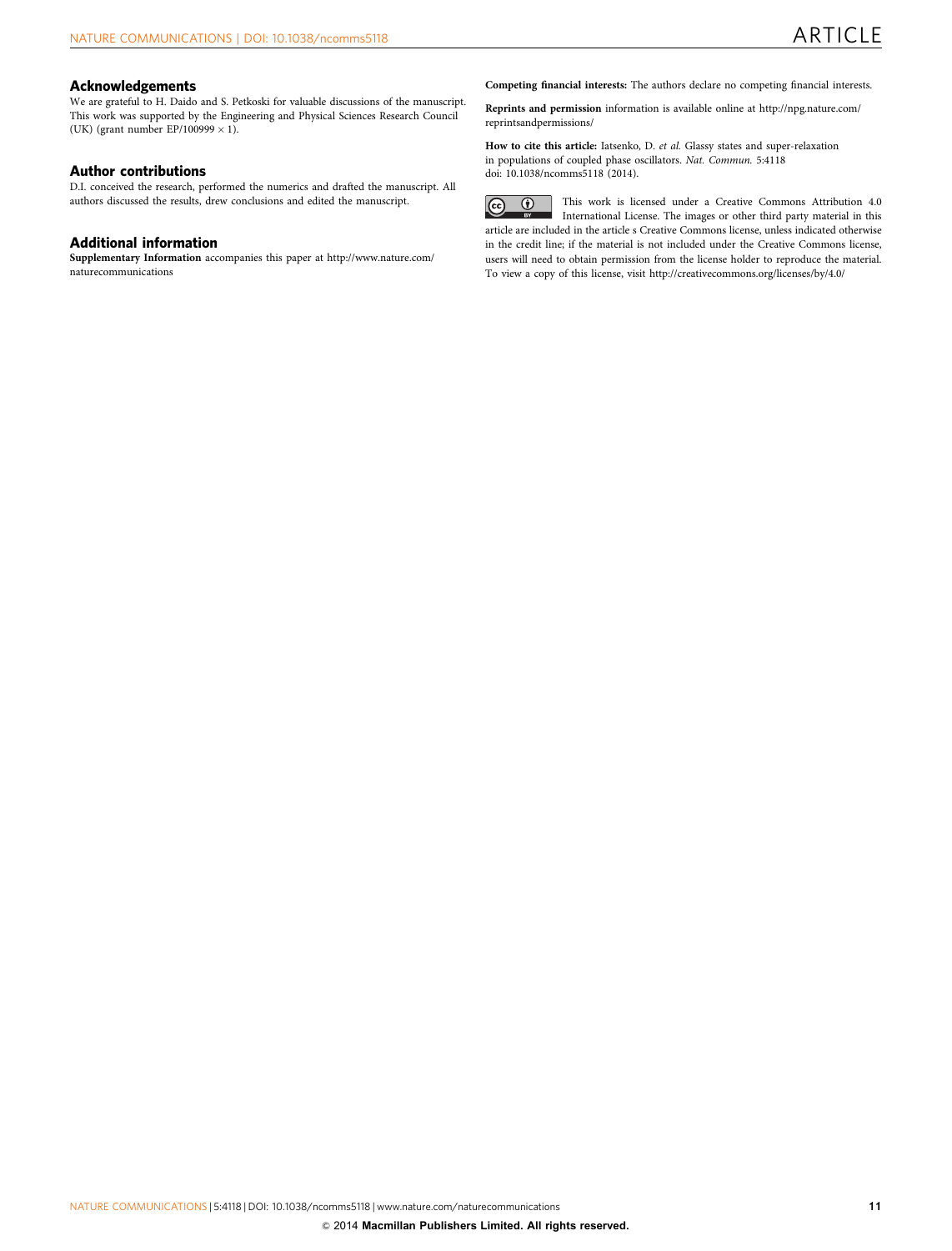## Acknowledgements

We are grateful to H. Daido and S. Petkoski for valuable discussions of the manuscript. This work was supported by the Engineering and Physical Sciences Research Council (UK) (grant number EP/100999 $\times$ 1).

## Author contributions

D.I. conceived the research, performed the numerics and drafted the manuscript. All authors discussed the results, drew conclusions and edited the manuscript.

## Additional information

**Supplementary Information** accompanies this paper at http://www.nature.com/naturecommunications

**Competing financial interests:** The authors declare no competing financial interests.

**Reprints and permission** information is available online at http://npg.nature.com/reprintsandpermissions/

**How to cite this article:** Iatsenko, D. *et al.* Glassy states and super-relaxation in populations of coupled phase oscillators. *Nat. Commun.* 5:4118 doi: 10.1038/ncomms5118 (2014).

This work is licensed under a Creative Commons Attribution 4.0 International License. The images or other third party material in this article are included in the article s Creative Commons license, unless indicated otherwise in the credit line; if the material is not included under the Creative Commons license, users will need to obtain permission from the license holder to reproduce the material. To view a copy of this license, visit http://creativecommons.org/licenses/by/4.0/